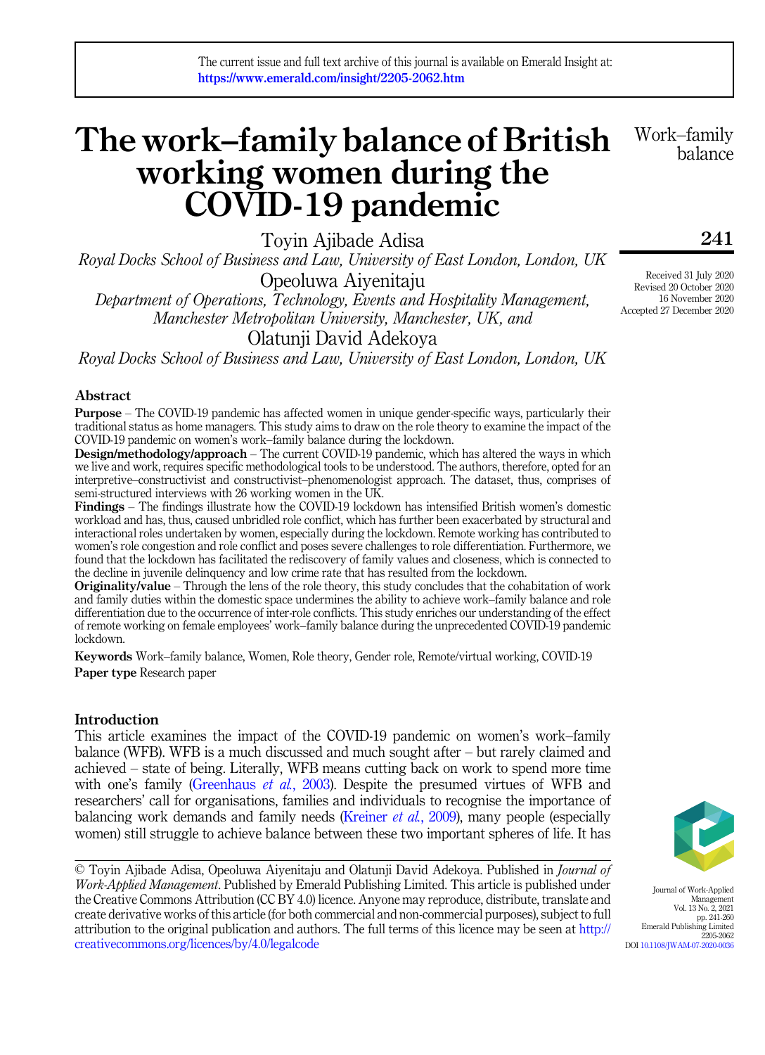The current issue and full text archive of this journal is available on Emerald Insight at: https://www.emerald.com/insight/2205-2062.htm

# The work–family balance of British working women during the COVID-19 pandemic

Toyin Ajibade Adisa
*Royal Docks School of Business and Law, University of East London, London, UK*

Opeoluwa Aiyenitaju
*Department of Operations, Technology, Events and Hospitality Management, Manchester Metropolitan University, Manchester, UK, and*

Olatunji David Adekoya
*Royal Docks School of Business and Law, University of East London, London, UK*

Received 31 July 2020
Revised 20 October 2020
16 November 2020
Accepted 27 December 2020

## Abstract

**Purpose** – The COVID-19 pandemic has affected women in unique gender-specific ways, particularly their traditional status as home managers. This study aims to draw on the role theory to examine the impact of the COVID-19 pandemic on women's work–family balance during the lockdown.

**Design/methodology/approach** – The current COVID-19 pandemic, which has altered the ways in which we live and work, requires specific methodological tools to be understood. The authors, therefore, opted for an interpretive–constructivist and constructivist–phenomenologist approach. The dataset, thus, comprises of semi-structured interviews with 26 working women in the UK.

**Findings** – The findings illustrate how the COVID-19 lockdown has intensified British women's domestic workload and has, thus, caused unbridled role conflict, which has further been exacerbated by structural and interactional roles undertaken by women, especially during the lockdown. Remote working has contributed to women's role congestion and role conflict and poses severe challenges to role differentiation. Furthermore, we found that the lockdown has facilitated the rediscovery of family values and closeness, which is connected to the decline in juvenile delinquency and low crime rate that has resulted from the lockdown.

**Originality/value** – Through the lens of the role theory, this study concludes that the cohabitation of work and family duties within the domestic space undermines the ability to achieve work–family balance and role differentiation due to the occurrence of inter-role conflicts. This study enriches our understanding of the effect of remote working on female employees' work–family balance during the unprecedented COVID-19 pandemic lockdown.

**Keywords** Work–family balance, Women, Role theory, Gender role, Remote/virtual working, COVID-19

**Paper type** Research paper

## Introduction

This article examines the impact of the COVID-19 pandemic on women's work–family balance (WFB). WFB is a much discussed and much sought after – but rarely claimed and achieved – state of being. Literally, WFB means cutting back on work to spend more time with one's family (Greenhaus *et al.*, 2003). Despite the presumed virtues of WFB and researchers' call for organisations, families and individuals to recognise the importance of balancing work demands and family needs (Kreiner *et al.*, 2009), many people (especially women) still struggle to achieve balance between these two important spheres of life. It has

© Toyin Ajibade Adisa, Opeoluwa Aiyenitaju and Olatunji David Adekoya. Published in *Journal of Work-Applied Management*. Published by Emerald Publishing Limited. This article is published under the Creative Commons Attribution (CC BY 4.0) licence. Anyone may reproduce, distribute, translate and create derivative works of this article (for both commercial and non-commercial purposes), subject to full attribution to the original publication and authors. The full terms of this licence may be seen at http://creativecommons.org/licences/by/4.0/legalcode

DOI 10.1108/JWAM-07-2020-0036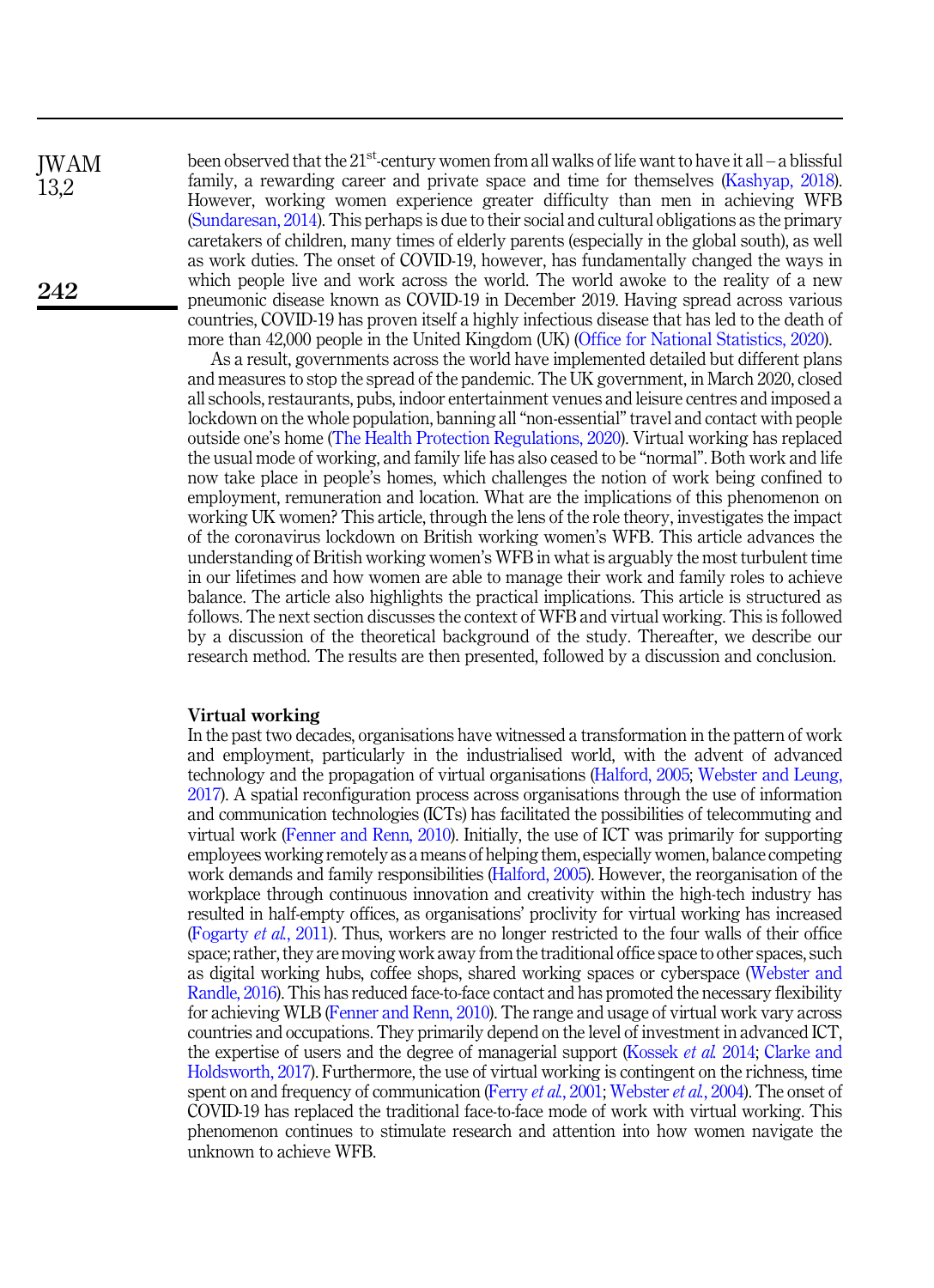been observed that the 21st-century women from all walks of life want to have it all – a blissful family, a rewarding career and private space and time for themselves (Kashyap, 2018). However, working women experience greater difficulty than men in achieving WFB (Sundaresan, 2014). This perhaps is due to their social and cultural obligations as the primary caretakers of children, many times of elderly parents (especially in the global south), as well as work duties. The onset of COVID-19, however, has fundamentally changed the ways in which people live and work across the world. The world awoke to the reality of a new pneumonic disease known as COVID-19 in December 2019. Having spread across various countries, COVID-19 has proven itself a highly infectious disease that has led to the death of more than 42,000 people in the United Kingdom (UK) (Office for National Statistics, 2020).

As a result, governments across the world have implemented detailed but different plans and measures to stop the spread of the pandemic. The UK government, in March 2020, closed all schools, restaurants, pubs, indoor entertainment venues and leisure centres and imposed a lockdown on the whole population, banning all "non-essential" travel and contact with people outside one's home (The Health Protection Regulations, 2020). Virtual working has replaced the usual mode of working, and family life has also ceased to be "normal". Both work and life now take place in people's homes, which challenges the notion of work being confined to employment, remuneration and location. What are the implications of this phenomenon on working UK women? This article, through the lens of the role theory, investigates the impact of the coronavirus lockdown on British working women's WFB. This article advances the understanding of British working women's WFB in what is arguably the most turbulent time in our lifetimes and how women are able to manage their work and family roles to achieve balance. The article also highlights the practical implications. This article is structured as follows. The next section discusses the context of WFB and virtual working. This is followed by a discussion of the theoretical background of the study. Thereafter, we describe our research method. The results are then presented, followed by a discussion and conclusion.

## Virtual working

In the past two decades, organisations have witnessed a transformation in the pattern of work and employment, particularly in the industrialised world, with the advent of advanced technology and the propagation of virtual organisations (Halford, 2005; Webster and Leung, 2017). A spatial reconfiguration process across organisations through the use of information and communication technologies (ICTs) has facilitated the possibilities of telecommuting and virtual work (Fenner and Renn, 2010). Initially, the use of ICT was primarily for supporting employees working remotely as a means of helping them, especially women, balance competing work demands and family responsibilities (Halford, 2005). However, the reorganisation of the workplace through continuous innovation and creativity within the high-tech industry has resulted in half-empty offices, as organisations' proclivity for virtual working has increased (Fogarty *et al.*, 2011). Thus, workers are no longer restricted to the four walls of their office space; rather, they are moving work away from the traditional office space to other spaces, such as digital working hubs, coffee shops, shared working spaces or cyberspace (Webster and Randle, 2016). This has reduced face-to-face contact and has promoted the necessary flexibility for achieving WLB (Fenner and Renn, 2010). The range and usage of virtual work vary across countries and occupations. They primarily depend on the level of investment in advanced ICT, the expertise of users and the degree of managerial support (Kossek *et al.* 2014; Clarke and Holdsworth, 2017). Furthermore, the use of virtual working is contingent on the richness, time spent on and frequency of communication (Ferry *et al.*, 2001; Webster *et al.*, 2004). The onset of COVID-19 has replaced the traditional face-to-face mode of work with virtual working. This phenomenon continues to stimulate research and attention into how women navigate the unknown to achieve WFB.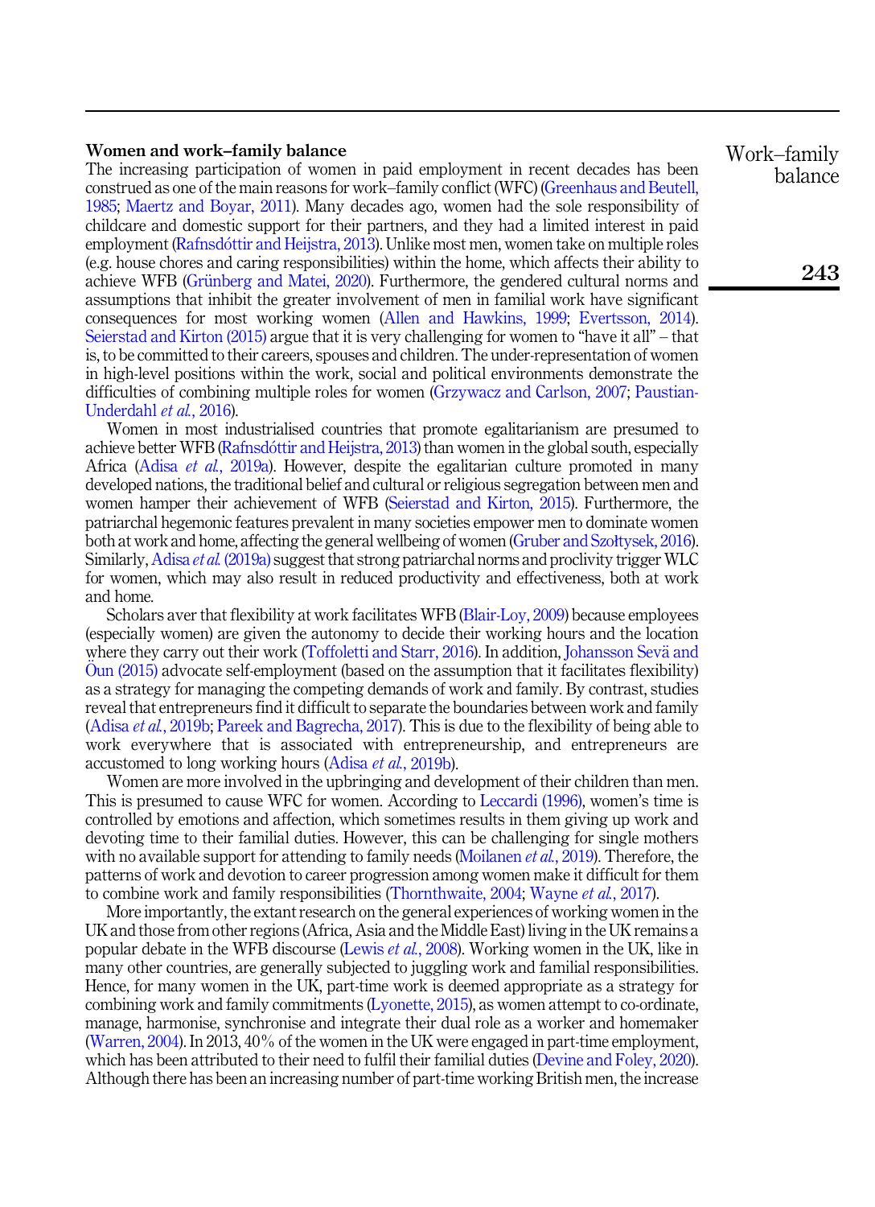### Women and work–family balance

The increasing participation of women in paid employment in recent decades has been construed as one of the main reasons for work–family conflict (WFC) (Greenhaus and Beutell, 1985; Maertz and Boyar, 2011). Many decades ago, women had the sole responsibility of childcare and domestic support for their partners, and they had a limited interest in paid employment (Rafnsdóttir and Heijstra, 2013). Unlike most men, women take on multiple roles (e.g. house chores and caring responsibilities) within the home, which affects their ability to achieve WFB (Grünberg and Matei, 2020). Furthermore, the gendered cultural norms and assumptions that inhibit the greater involvement of men in familial work have significant consequences for most working women (Allen and Hawkins, 1999; Evertsson, 2014). Seierstad and Kirton (2015) argue that it is very challenging for women to "have it all" – that is, to be committed to their careers, spouses and children. The under-representation of women in high-level positions within the work, social and political environments demonstrate the difficulties of combining multiple roles for women (Grzywacz and Carlson, 2007; Paustian-Underdahl *et al.*, 2016).

Women in most industrialised countries that promote egalitarianism are presumed to achieve better WFB (Rafnsdóttir and Heijstra, 2013) than women in the global south, especially Africa (Adisa *et al.*, 2019a). However, despite the egalitarian culture promoted in many developed nations, the traditional belief and cultural or religious segregation between men and women hamper their achievement of WFB (Seierstad and Kirton, 2015). Furthermore, the patriarchal hegemonic features prevalent in many societies empower men to dominate women both at work and home, affecting the general wellbeing of women (Gruber and Szołtysek, 2016). Similarly, Adisa *et al.* (2019a) suggest that strong patriarchal norms and proclivity trigger WLC for women, which may also result in reduced productivity and effectiveness, both at work and home.

Scholars aver that flexibility at work facilitates WFB (Blair-Loy, 2009) because employees (especially women) are given the autonomy to decide their working hours and the location where they carry out their work (Toffoletti and Starr, 2016). In addition, Johansson Sevä and Öun (2015) advocate self-employment (based on the assumption that it facilitates flexibility) as a strategy for managing the competing demands of work and family. By contrast, studies reveal that entrepreneurs find it difficult to separate the boundaries between work and family (Adisa *et al.*, 2019b; Pareek and Bagrecha, 2017). This is due to the flexibility of being able to work everywhere that is associated with entrepreneurship, and entrepreneurs are accustomed to long working hours (Adisa *et al.*, 2019b).

Women are more involved in the upbringing and development of their children than men. This is presumed to cause WFC for women. According to Leccardi (1996), women's time is controlled by emotions and affection, which sometimes results in them giving up work and devoting time to their familial duties. However, this can be challenging for single mothers with no available support for attending to family needs (Moilanen *et al.*, 2019). Therefore, the patterns of work and devotion to career progression among women make it difficult for them to combine work and family responsibilities (Thornthwaite, 2004; Wayne *et al.*, 2017).

More importantly, the extant research on the general experiences of working women in the UK and those from other regions (Africa, Asia and the Middle East) living in the UK remains a popular debate in the WFB discourse (Lewis *et al.*, 2008). Working women in the UK, like in many other countries, are generally subjected to juggling work and familial responsibilities. Hence, for many women in the UK, part-time work is deemed appropriate as a strategy for combining work and family commitments (Lyonette, 2015), as women attempt to co-ordinate, manage, harmonise, synchronise and integrate their dual role as a worker and homemaker (Warren, 2004). In 2013, 40% of the women in the UK were engaged in part-time employment, which has been attributed to their need to fulfil their familial duties (Devine and Foley, 2020). Although there has been an increasing number of part-time working British men, the increase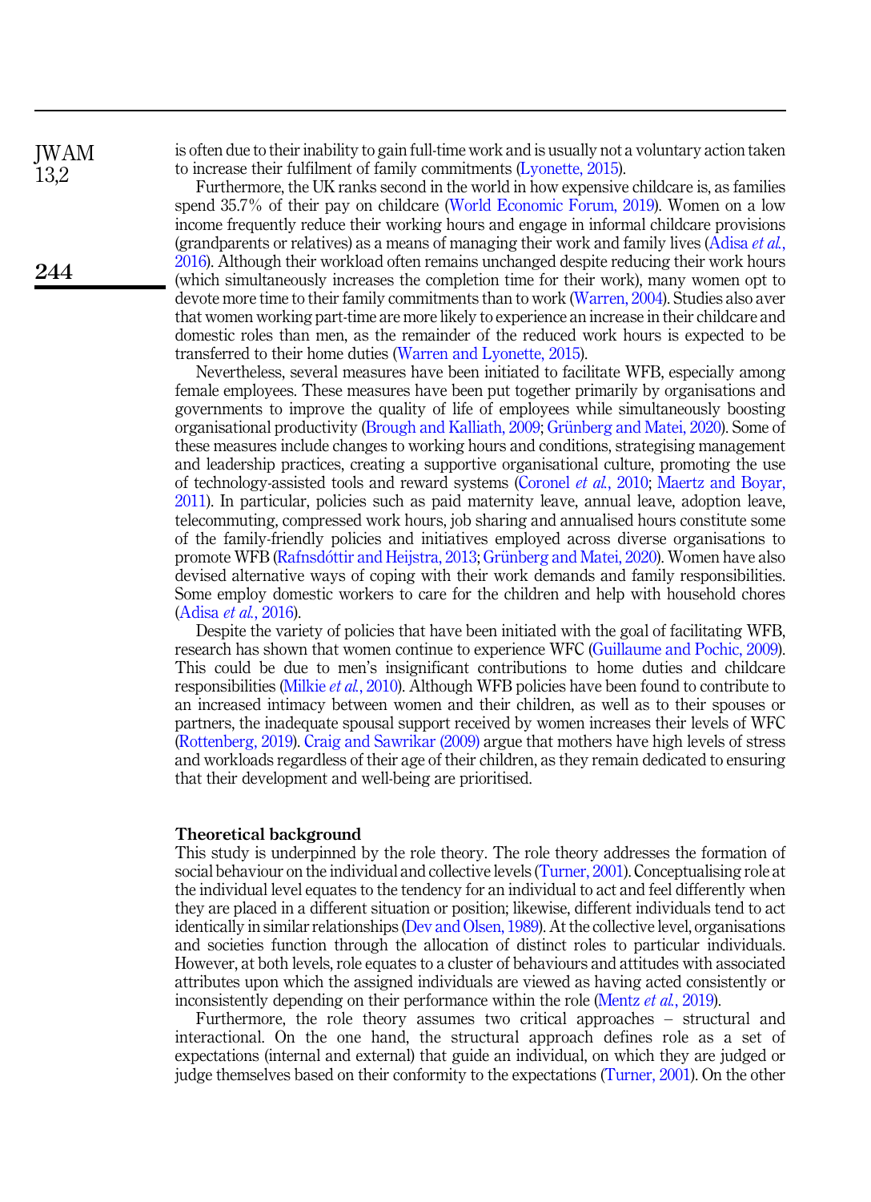is often due to their inability to gain full-time work and is usually not a voluntary action taken to increase their fulfilment of family commitments (Lyonette, 2015).

Furthermore, the UK ranks second in the world in how expensive childcare is, as families spend 35.7% of their pay on childcare (World Economic Forum, 2019). Women on a low income frequently reduce their working hours and engage in informal childcare provisions (grandparents or relatives) as a means of managing their work and family lives (Adisa *et al.*, 2016). Although their workload often remains unchanged despite reducing their work hours (which simultaneously increases the completion time for their work), many women opt to devote more time to their family commitments than to work (Warren, 2004). Studies also aver that women working part-time are more likely to experience an increase in their childcare and domestic roles than men, as the remainder of the reduced work hours is expected to be transferred to their home duties (Warren and Lyonette, 2015).

Nevertheless, several measures have been initiated to facilitate WFB, especially among female employees. These measures have been put together primarily by organisations and governments to improve the quality of life of employees while simultaneously boosting organisational productivity (Brough and Kalliath, 2009; Grünberg and Matei, 2020). Some of these measures include changes to working hours and conditions, strategising management and leadership practices, creating a supportive organisational culture, promoting the use of technology-assisted tools and reward systems (Coronel *et al.*, 2010; Maertz and Boyar, 2011). In particular, policies such as paid maternity leave, annual leave, adoption leave, telecommuting, compressed work hours, job sharing and annualised hours constitute some of the family-friendly policies and initiatives employed across diverse organisations to promote WFB (Rafnsdóttir and Heijstra, 2013; Grünberg and Matei, 2020). Women have also devised alternative ways of coping with their work demands and family responsibilities. Some employ domestic workers to care for the children and help with household chores (Adisa *et al.*, 2016).

Despite the variety of policies that have been initiated with the goal of facilitating WFB, research has shown that women continue to experience WFC (Guillaume and Pochic, 2009). This could be due to men's insignificant contributions to home duties and childcare responsibilities (Milkie *et al.*, 2010). Although WFB policies have been found to contribute to an increased intimacy between women and their children, as well as to their spouses or partners, the inadequate spousal support received by women increases their levels of WFC (Rottenberg, 2019). Craig and Sawrikar (2009) argue that mothers have high levels of stress and workloads regardless of their age of their children, as they remain dedicated to ensuring that their development and well-being are prioritised.

## Theoretical background

This study is underpinned by the role theory. The role theory addresses the formation of social behaviour on the individual and collective levels (Turner, 2001). Conceptualising role at the individual level equates to the tendency for an individual to act and feel differently when they are placed in a different situation or position; likewise, different individuals tend to act identically in similar relationships (Dev and Olsen, 1989). At the collective level, organisations and societies function through the allocation of distinct roles to particular individuals. However, at both levels, role equates to a cluster of behaviours and attitudes with associated attributes upon which the assigned individuals are viewed as having acted consistently or inconsistently depending on their performance within the role (Mentz *et al.*, 2019).

Furthermore, the role theory assumes two critical approaches – structural and interactional. On the one hand, the structural approach defines role as a set of expectations (internal and external) that guide an individual, on which they are judged or judge themselves based on their conformity to the expectations (Turner, 2001). On the other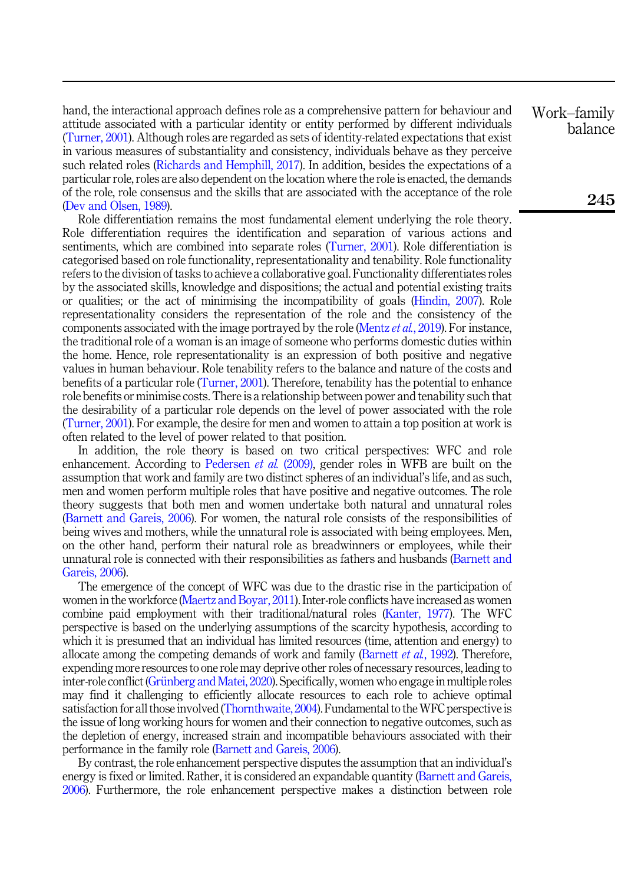hand, the interactional approach defines role as a comprehensive pattern for behaviour and attitude associated with a particular identity or entity performed by different individuals (Turner, 2001). Although roles are regarded as sets of identity-related expectations that exist in various measures of substantiality and consistency, individuals behave as they perceive such related roles (Richards and Hemphill, 2017). In addition, besides the expectations of a particular role, roles are also dependent on the location where the role is enacted, the demands of the role, role consensus and the skills that are associated with the acceptance of the role (Dev and Olsen, 1989).

Role differentiation remains the most fundamental element underlying the role theory. Role differentiation requires the identification and separation of various actions and sentiments, which are combined into separate roles (Turner, 2001). Role differentiation is categorised based on role functionality, representationality and tenability. Role functionality refers to the division of tasks to achieve a collaborative goal. Functionality differentiates roles by the associated skills, knowledge and dispositions; the actual and potential existing traits or qualities; or the act of minimising the incompatibility of goals (Hindin, 2007). Role representationality considers the representation of the role and the consistency of the components associated with the image portrayed by the role (Mentz *et al.*, 2019). For instance, the traditional role of a woman is an image of someone who performs domestic duties within the home. Hence, role representationality is an expression of both positive and negative values in human behaviour. Role tenability refers to the balance and nature of the costs and benefits of a particular role (Turner, 2001). Therefore, tenability has the potential to enhance role benefits or minimise costs. There is a relationship between power and tenability such that the desirability of a particular role depends on the level of power associated with the role (Turner, 2001). For example, the desire for men and women to attain a top position at work is often related to the level of power related to that position.

In addition, the role theory is based on two critical perspectives: WFC and role enhancement. According to Pedersen *et al.* (2009), gender roles in WFB are built on the assumption that work and family are two distinct spheres of an individual's life, and as such, men and women perform multiple roles that have positive and negative outcomes. The role theory suggests that both men and women undertake both natural and unnatural roles (Barnett and Gareis, 2006). For women, the natural role consists of the responsibilities of being wives and mothers, while the unnatural role is associated with being employees. Men, on the other hand, perform their natural role as breadwinners or employees, while their unnatural role is connected with their responsibilities as fathers and husbands (Barnett and Gareis, 2006).

The emergence of the concept of WFC was due to the drastic rise in the participation of women in the workforce (Maertz and Boyar, 2011). Inter-role conflicts have increased as women combine paid employment with their traditional/natural roles (Kanter, 1977). The WFC perspective is based on the underlying assumptions of the scarcity hypothesis, according to which it is presumed that an individual has limited resources (time, attention and energy) to allocate among the competing demands of work and family (Barnett *et al.*, 1992). Therefore, expending more resources to one role may deprive other roles of necessary resources, leading to inter-role conflict (Grünberg and Matei, 2020). Specifically, women who engage in multiple roles may find it challenging to efficiently allocate resources to each role to achieve optimal satisfaction for all those involved (Thornthwaite, 2004). Fundamental to the WFC perspective is the issue of long working hours for women and their connection to negative outcomes, such as the depletion of energy, increased strain and incompatible behaviours associated with their performance in the family role (Barnett and Gareis, 2006).

By contrast, the role enhancement perspective disputes the assumption that an individual's energy is fixed or limited. Rather, it is considered an expandable quantity (Barnett and Gareis, 2006). Furthermore, the role enhancement perspective makes a distinction between role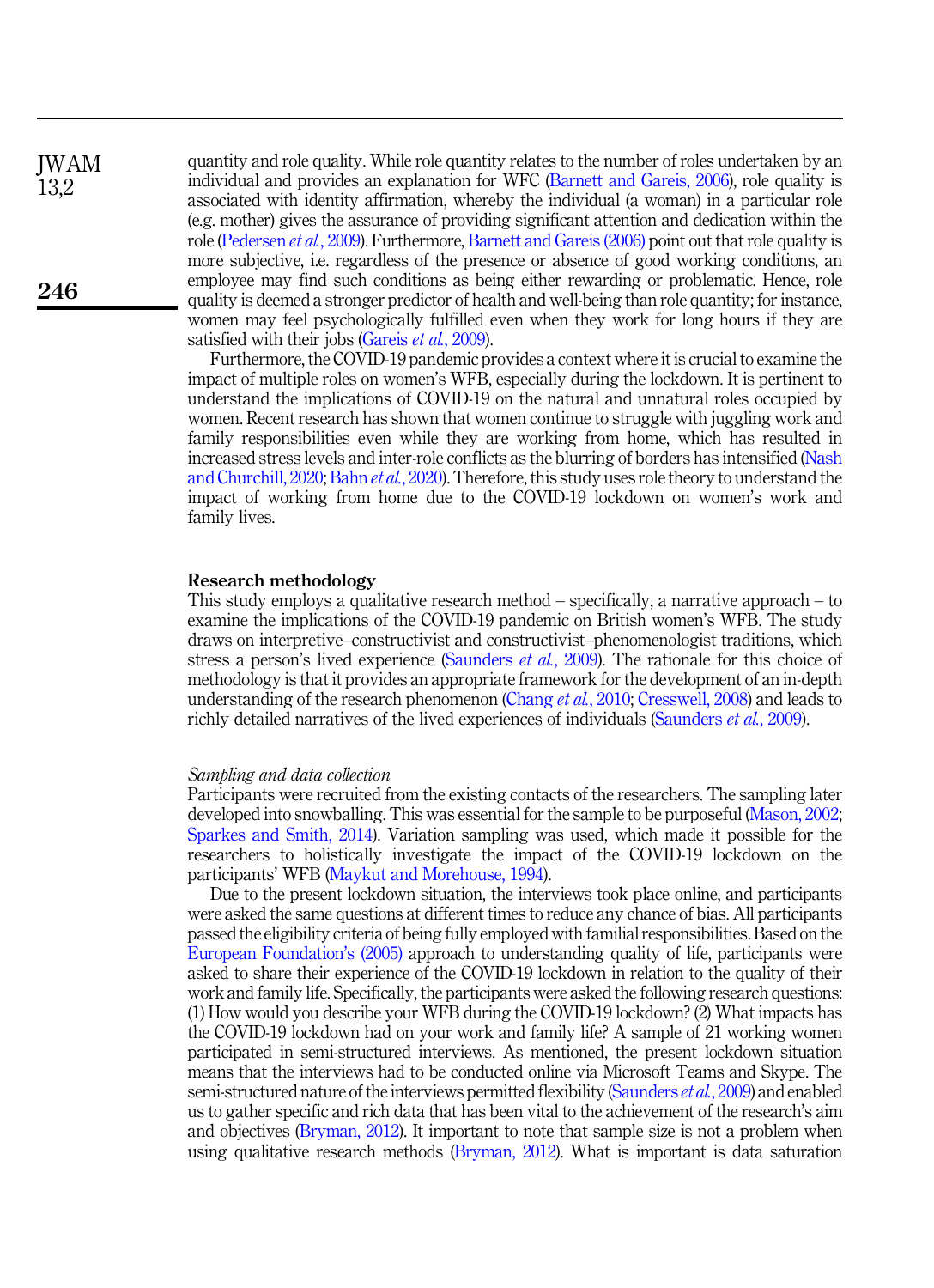quantity and role quality. While role quantity relates to the number of roles undertaken by an individual and provides an explanation for WFC (Barnett and Gareis, 2006), role quality is associated with identity affirmation, whereby the individual (a woman) in a particular role (e.g. mother) gives the assurance of providing significant attention and dedication within the role (Pedersen *et al.*, 2009). Furthermore, Barnett and Gareis (2006) point out that role quality is more subjective, i.e. regardless of the presence or absence of good working conditions, an employee may find such conditions as being either rewarding or problematic. Hence, role quality is deemed a stronger predictor of health and well-being than role quantity; for instance, women may feel psychologically fulfilled even when they work for long hours if they are satisfied with their jobs (Gareis *et al.*, 2009).

Furthermore, the COVID-19 pandemic provides a context where it is crucial to examine the impact of multiple roles on women's WFB, especially during the lockdown. It is pertinent to understand the implications of COVID-19 on the natural and unnatural roles occupied by women. Recent research has shown that women continue to struggle with juggling work and family responsibilities even while they are working from home, which has resulted in increased stress levels and inter-role conflicts as the blurring of borders has intensified (Nash and Churchill, 2020; Bahn *et al.*, 2020). Therefore, this study uses role theory to understand the impact of working from home due to the COVID-19 lockdown on women's work and family lives.

## Research methodology

This study employs a qualitative research method – specifically, a narrative approach – to examine the implications of the COVID-19 pandemic on British women's WFB. The study draws on interpretive–constructivist and constructivist–phenomenologist traditions, which stress a person's lived experience (Saunders *et al.*, 2009). The rationale for this choice of methodology is that it provides an appropriate framework for the development of an in-depth understanding of the research phenomenon (Chang *et al.*, 2010; Cresswell, 2008) and leads to richly detailed narratives of the lived experiences of individuals (Saunders *et al.*, 2009).

### *Sampling and data collection*

Participants were recruited from the existing contacts of the researchers. The sampling later developed into snowballing. This was essential for the sample to be purposeful (Mason, 2002; Sparkes and Smith, 2014). Variation sampling was used, which made it possible for the researchers to holistically investigate the impact of the COVID-19 lockdown on the participants' WFB (Maykut and Morehouse, 1994).

Due to the present lockdown situation, the interviews took place online, and participants were asked the same questions at different times to reduce any chance of bias. All participants passed the eligibility criteria of being fully employed with familial responsibilities. Based on the European Foundation's (2005) approach to understanding quality of life, participants were asked to share their experience of the COVID-19 lockdown in relation to the quality of their work and family life. Specifically, the participants were asked the following research questions: (1) How would you describe your WFB during the COVID-19 lockdown? (2) What impacts has the COVID-19 lockdown had on your work and family life? A sample of 21 working women participated in semi-structured interviews. As mentioned, the present lockdown situation means that the interviews had to be conducted online via Microsoft Teams and Skype. The semi-structured nature of the interviews permitted flexibility (Saunders *et al.*, 2009) and enabled us to gather specific and rich data that has been vital to the achievement of the research's aim and objectives (Bryman, 2012). It important to note that sample size is not a problem when using qualitative research methods (Bryman, 2012). What is important is data saturation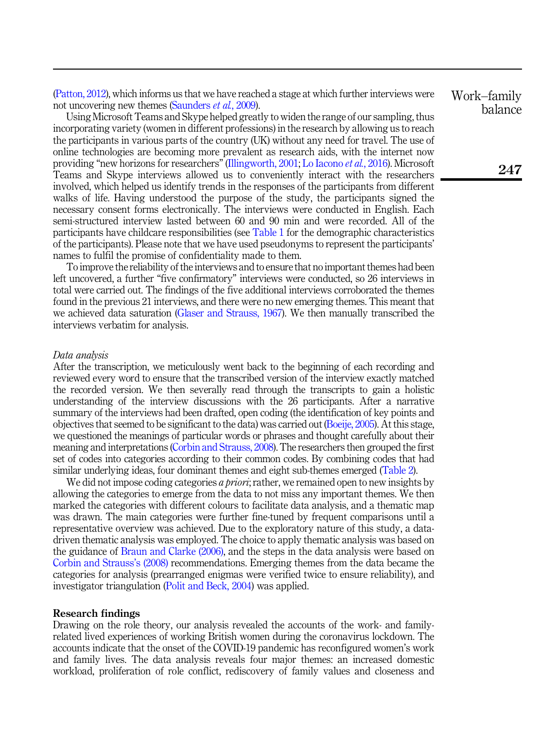(Patton, 2012), which informs us that we have reached a stage at which further interviews were not uncovering new themes (Saunders *et al.*, 2009).

Using Microsoft Teams and Skype helped greatly to widen the range of our sampling, thus incorporating variety (women in different professions) in the research by allowing us to reach the participants in various parts of the country (UK) without any need for travel. The use of online technologies are becoming more prevalent as research aids, with the internet now providing "new horizons for researchers" (Illingworth, 2001; Lo Iacono *et al.*, 2016). Microsoft Teams and Skype interviews allowed us to conveniently interact with the researchers involved, which helped us identify trends in the responses of the participants from different walks of life. Having understood the purpose of the study, the participants signed the necessary consent forms electronically. The interviews were conducted in English. Each semi-structured interview lasted between 60 and 90 min and were recorded. All of the participants have childcare responsibilities (see Table 1 for the demographic characteristics of the participants). Please note that we have used pseudonyms to represent the participants' names to fulfil the promise of confidentiality made to them.

To improve the reliability of the interviews and to ensure that no important themes had been left uncovered, a further "five confirmatory" interviews were conducted, so 26 interviews in total were carried out. The findings of the five additional interviews corroborated the themes found in the previous 21 interviews, and there were no new emerging themes. This meant that we achieved data saturation (Glaser and Strauss, 1967). We then manually transcribed the interviews verbatim for analysis.

### *Data analysis*

After the transcription, we meticulously went back to the beginning of each recording and reviewed every word to ensure that the transcribed version of the interview exactly matched the recorded version. We then severally read through the transcripts to gain a holistic understanding of the interview discussions with the 26 participants. After a narrative summary of the interviews had been drafted, open coding (the identification of key points and objectives that seemed to be significant to the data) was carried out (Boeije, 2005). At this stage, we questioned the meanings of particular words or phrases and thought carefully about their meaning and interpretations (Corbin and Strauss, 2008). The researchers then grouped the first set of codes into categories according to their common codes. By combining codes that had similar underlying ideas, four dominant themes and eight sub-themes emerged (Table 2).

We did not impose coding categories *a priori*; rather, we remained open to new insights by allowing the categories to emerge from the data to not miss any important themes. We then marked the categories with different colours to facilitate data analysis, and a thematic map was drawn. The main categories were further fine-tuned by frequent comparisons until a representative overview was achieved. Due to the exploratory nature of this study, a data-driven thematic analysis was employed. The choice to apply thematic analysis was based on the guidance of Braun and Clarke (2006), and the steps in the data analysis were based on Corbin and Strauss's (2008) recommendations. Emerging themes from the data became the categories for analysis (prearranged enigmas were verified twice to ensure reliability), and investigator triangulation (Polit and Beck, 2004) was applied.

## Research findings

Drawing on the role theory, our analysis revealed the accounts of the work- and family-related lived experiences of working British women during the coronavirus lockdown. The accounts indicate that the onset of the COVID-19 pandemic has reconfigured women's work and family lives. The data analysis reveals four major themes: an increased domestic workload, proliferation of role conflict, rediscovery of family values and closeness and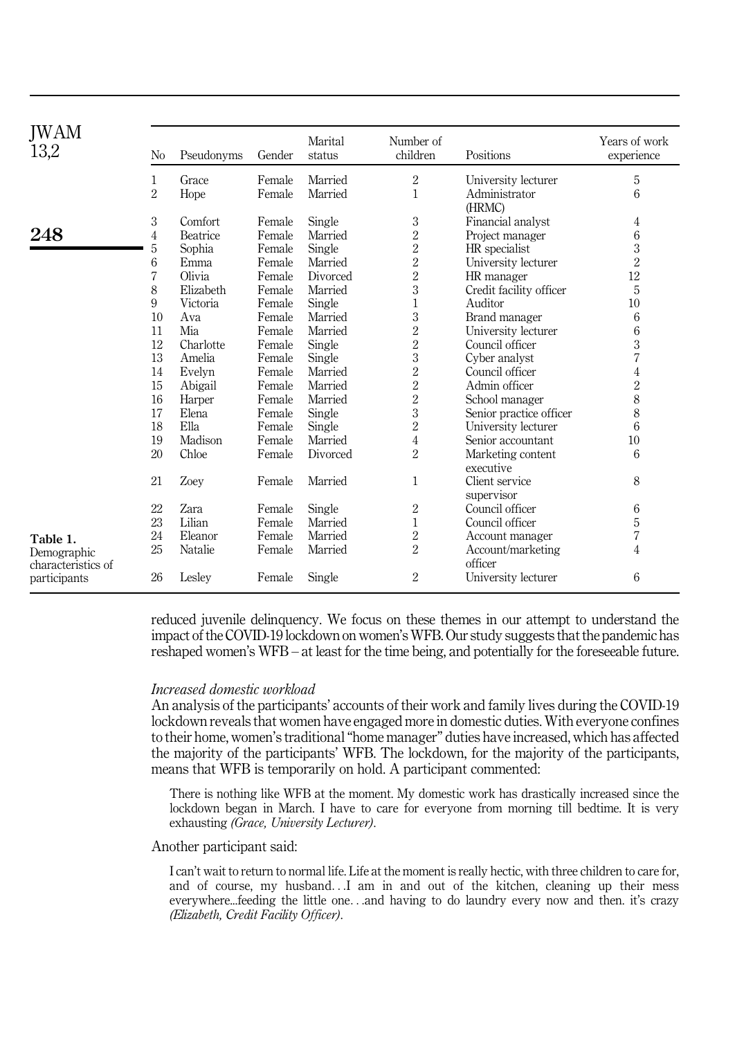| No | Pseudonyms | Gender | Marital status | Number of children | Positions | Years of work experience |
|---|---|---|---|---|---|---|
| 1 | Grace | Female | Married | 2 | University lecturer | 5 |
| 2 | Hope | Female | Married | 1 | Administrator (HRMC) | 6 |
| 3 | Comfort | Female | Single | 3 | Financial analyst | 4 |
| 4 | Beatrice | Female | Married | 2 | Project manager | 6 |
| 5 | Sophia | Female | Single | 2 | HR specialist | 3 |
| 6 | Emma | Female | Married | 2 | University lecturer | 2 |
| 7 | Olivia | Female | Divorced | 2 | HR manager | 12 |
| 8 | Elizabeth | Female | Married | 3 | Credit facility officer | 5 |
| 9 | Victoria | Female | Single | 1 | Auditor | 10 |
| 10 | Ava | Female | Married | 3 | Brand manager | 6 |
| 11 | Mia | Female | Married | 2 | University lecturer | 6 |
| 12 | Charlotte | Female | Single | 2 | Council officer | 3 |
| 13 | Amelia | Female | Single | 3 | Cyber analyst | 7 |
| 14 | Evelyn | Female | Married | 2 | Council officer | 4 |
| 15 | Abigail | Female | Married | 2 | Admin officer | 2 |
| 16 | Harper | Female | Married | 2 | School manager | 8 |
| 17 | Elena | Female | Single | 3 | Senior practice officer | 8 |
| 18 | Ella | Female | Single | 2 | University lecturer | 6 |
| 19 | Madison | Female | Married | 4 | Senior accountant | 10 |
| 20 | Chloe | Female | Divorced | 2 | Marketing content executive | 6 |
| 21 | Zoey | Female | Married | 1 | Client service supervisor | 8 |
| 22 | Zara | Female | Single | 2 | Council officer | 6 |
| 23 | Lilian | Female | Married | 1 | Council officer | 5 |
| 24 | Eleanor | Female | Married | 2 | Account manager | 7 |
| 25 | Natalie | Female | Married | 2 | Account/marketing officer | 4 |
| 26 | Lesley | Female | Single | 2 | University lecturer | 6 |

Table 1. Demographic characteristics of participants

reduced juvenile delinquency. We focus on these themes in our attempt to understand the impact of the COVID-19 lockdown on women's WFB. Our study suggests that the pandemic has reshaped women's WFB – at least for the time being, and potentially for the foreseeable future.

*Increased domestic workload*

An analysis of the participants' accounts of their work and family lives during the COVID-19 lockdown reveals that women have engaged more in domestic duties. With everyone confines to their home, women's traditional "home manager" duties have increased, which has affected the majority of the participants' WFB. The lockdown, for the majority of the participants, means that WFB is temporarily on hold. A participant commented:

> There is nothing like WFB at the moment. My domestic work has drastically increased since the lockdown began in March. I have to care for everyone from morning till bedtime. It is very exhausting *(Grace, University Lecturer)*.

Another participant said:

> I can't wait to return to normal life. Life at the moment is really hectic, with three children to care for, and of course, my husband…I am in and out of the kitchen, cleaning up their mess everywhere...feeding the little one…and having to do laundry every now and then. it's crazy *(Elizabeth, Credit Facility Officer)*.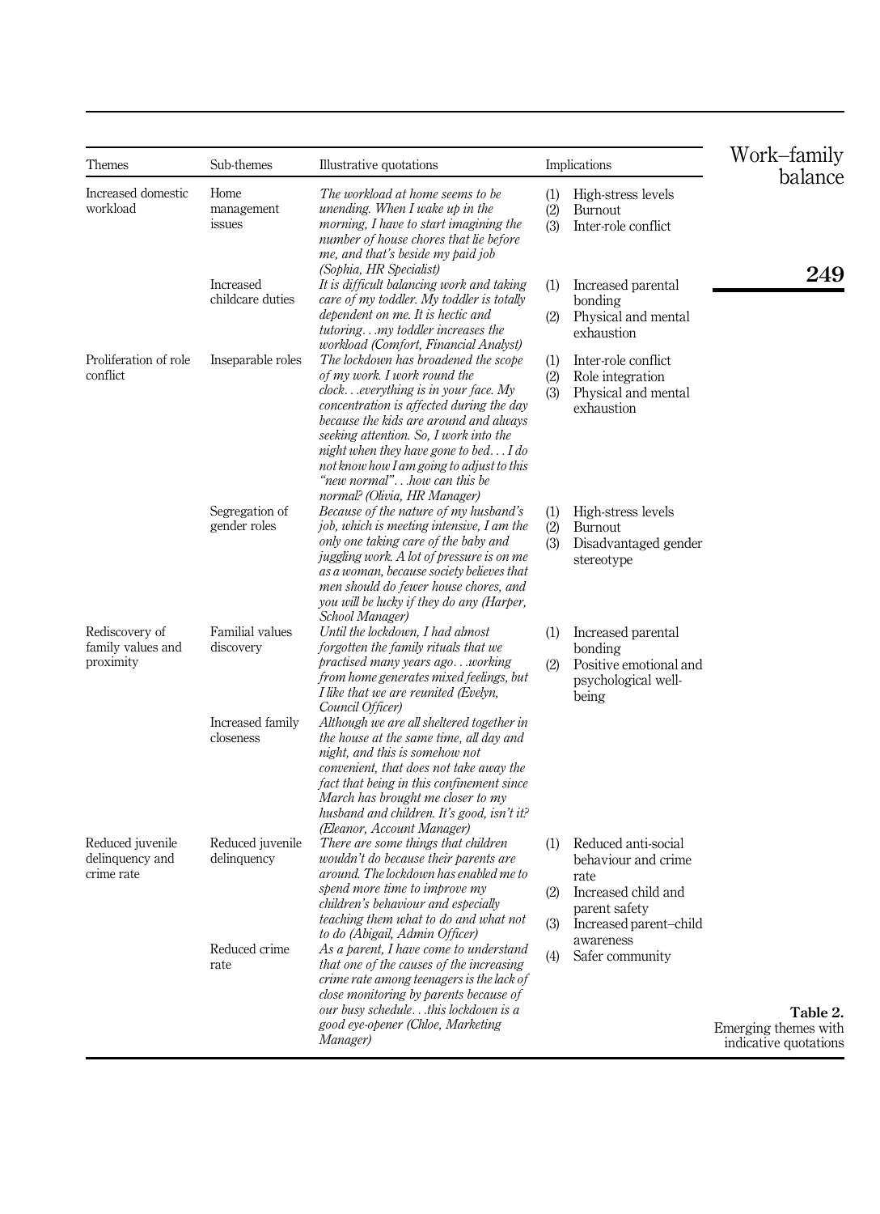Table 2. Emerging themes with indicative quotations

| Themes | Sub-themes | Illustrative quotations | Implications |
|---|---|---|---|
| Increased domestic workload | Home management issues | *The workload at home seems to be unending. When I wake up in the morning, I have to start imagining the number of house chores that lie before me, and that's beside my paid job (Sophia, HR Specialist)* | (1) High-stress levels (2) Burnout (3) Inter-role conflict |
| | Increased childcare duties | *It is difficult balancing work and taking care of my toddler. My toddler is totally dependent on me. It is hectic and tutoring…my toddler increases the workload (Comfort, Financial Analyst)* | (1) Increased parental bonding (2) Physical and mental exhaustion |
| Proliferation of role conflict | Inseparable roles | *The lockdown has broadened the scope of my work. I work round the clock….everything is in your face. My concentration is affected during the day because the kids are around and always seeking attention. So, I work into the night when they have gone to bed… I do not know how I am going to adjust to this "new normal"…how can this be normal? (Olivia, HR Manager)* | (1) Inter-role conflict (2) Role integration (3) Physical and mental exhaustion |
| | Segregation of gender roles | *Because of the nature of my husband's job, which is meeting intensive, I am the only one taking care of the baby and juggling work. A lot of pressure is on me as a woman, because society believes that men should do fewer house chores, and you will be lucky if they do any (Harper, School Manager)* | (1) High-stress levels (2) Burnout (3) Disadvantaged gender stereotype |
| Rediscovery of family values and proximity | Familial values discovery | *Until the lockdown, I had almost forgotten the family rituals that we practised many years ago…working from home generates mixed feelings, but I like that we are reunited (Evelyn, Council Officer)* | (1) Increased parental bonding (2) Positive emotional and psychological well-being |
| | Increased family closeness | *Although we are all sheltered together in the house at the same time, all day and night, and this is somehow not convenient, that does not take away the fact that being in this confinement since March has brought me closer to my husband and children. It's good, isn't it? (Eleanor, Account Manager)* | |
| Reduced juvenile delinquency and crime rate | Reduced juvenile delinquency | *There are some things that children wouldn't do because their parents are around. The lockdown has enabled me to spend more time to improve my children's behaviour and especially teaching them what to do and what not to do (Abigail, Admin Officer)* | (1) Reduced anti-social behaviour and crime rate (2) Increased child and parent safety (3) Increased parent–child awareness (4) Safer community |
| | Reduced crime rate | *As a parent, I have come to understand that one of the causes of the increasing crime rate among teenagers is the lack of close monitoring by parents because of our busy schedule…this lockdown is a good eye-opener (Chloe, Marketing Manager)* | |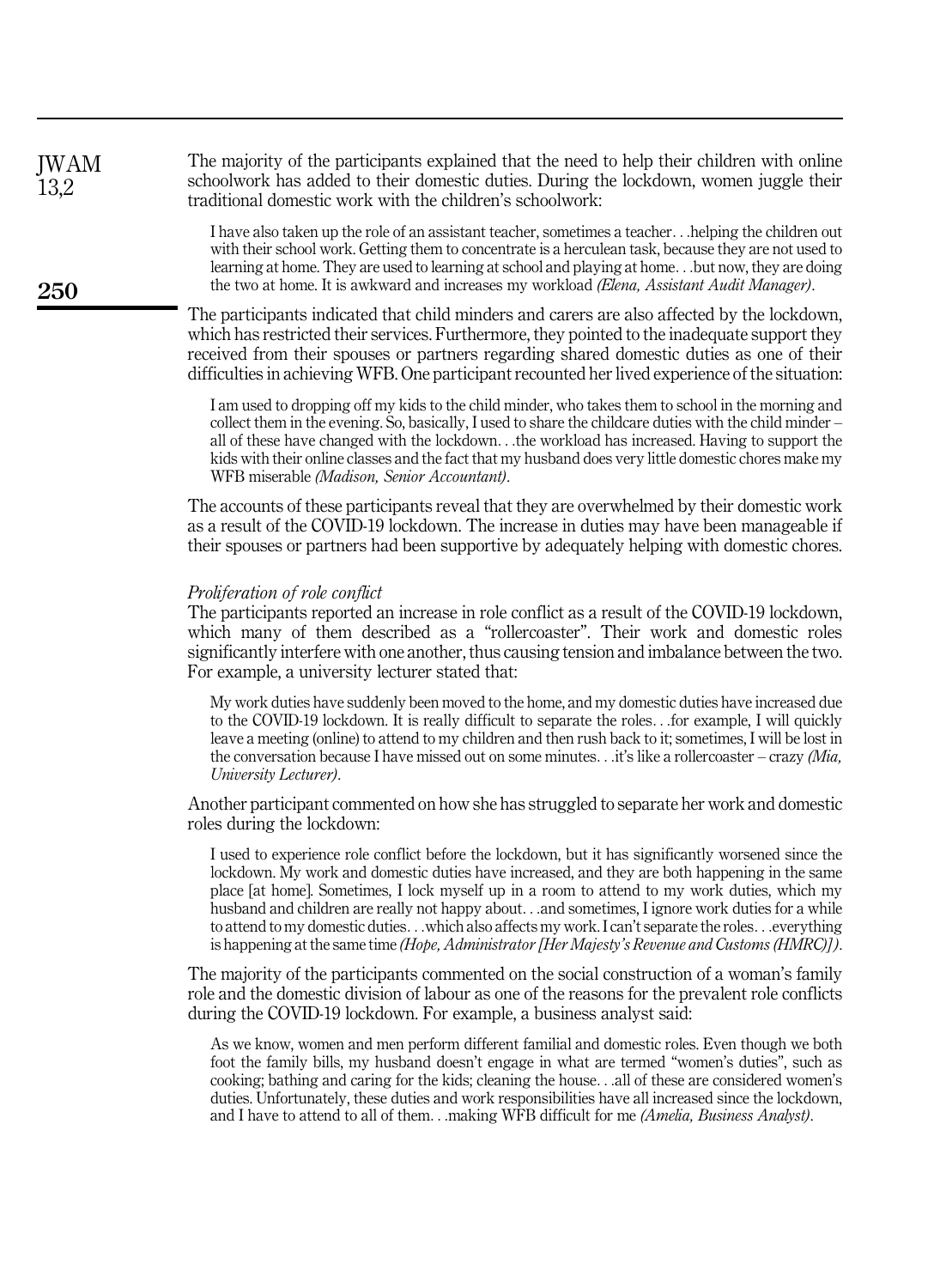The majority of the participants explained that the need to help their children with online schoolwork has added to their domestic duties. During the lockdown, women juggle their traditional domestic work with the children's schoolwork:

> I have also taken up the role of an assistant teacher, sometimes a teacher. . .helping the children out with their school work. Getting them to concentrate is a herculean task, because they are not used to learning at home. They are used to learning at school and playing at home. . .but now, they are doing the two at home. It is awkward and increases my workload *(Elena, Assistant Audit Manager)*.

The participants indicated that child minders and carers are also affected by the lockdown, which has restricted their services. Furthermore, they pointed to the inadequate support they received from their spouses or partners regarding shared domestic duties as one of their difficulties in achieving WFB. One participant recounted her lived experience of the situation:

> I am used to dropping off my kids to the child minder, who takes them to school in the morning and collect them in the evening. So, basically, I used to share the childcare duties with the child minder – all of these have changed with the lockdown. . .the workload has increased. Having to support the kids with their online classes and the fact that my husband does very little domestic chores make my WFB miserable *(Madison, Senior Accountant)*.

The accounts of these participants reveal that they are overwhelmed by their domestic work as a result of the COVID-19 lockdown. The increase in duties may have been manageable if their spouses or partners had been supportive by adequately helping with domestic chores.

### *Proliferation of role conflict*

The participants reported an increase in role conflict as a result of the COVID-19 lockdown, which many of them described as a "rollercoaster". Their work and domestic roles significantly interfere with one another, thus causing tension and imbalance between the two. For example, a university lecturer stated that:

> My work duties have suddenly been moved to the home, and my domestic duties have increased due to the COVID-19 lockdown. It is really difficult to separate the roles. . .for example, I will quickly leave a meeting (online) to attend to my children and then rush back to it; sometimes, I will be lost in the conversation because I have missed out on some minutes. . .it's like a rollercoaster – crazy *(Mia, University Lecturer)*.

Another participant commented on how she has struggled to separate her work and domestic roles during the lockdown:

> I used to experience role conflict before the lockdown, but it has significantly worsened since the lockdown. My work and domestic duties have increased, and they are both happening in the same place [at home]. Sometimes, I lock myself up in a room to attend to my work duties, which my husband and children are really not happy about. . .and sometimes, I ignore work duties for a while to attend to my domestic duties. . .which also affects my work. I can't separate the roles. . .everything is happening at the same time *(Hope, Administrator [Her Majesty's Revenue and Customs (HMRC)])*.

The majority of the participants commented on the social construction of a woman's family role and the domestic division of labour as one of the reasons for the prevalent role conflicts during the COVID-19 lockdown. For example, a business analyst said:

> As we know, women and men perform different familial and domestic roles. Even though we both foot the family bills, my husband doesn't engage in what are termed "women's duties", such as cooking; bathing and caring for the kids; cleaning the house. . .all of these are considered women's duties. Unfortunately, these duties and work responsibilities have all increased since the lockdown, and I have to attend to all of them. . .making WFB difficult for me *(Amelia, Business Analyst)*.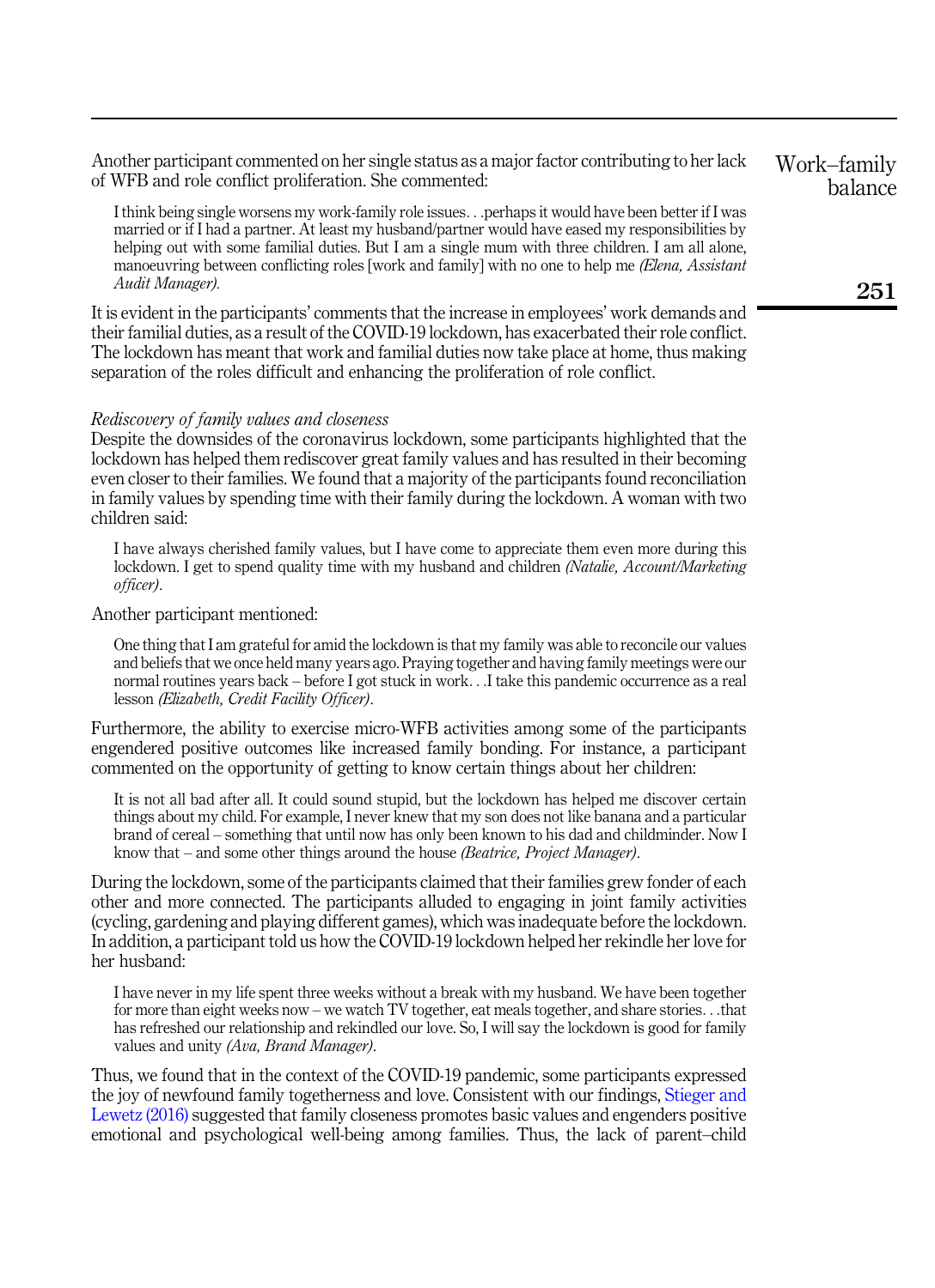Another participant commented on her single status as a major factor contributing to her lack of WFB and role conflict proliferation. She commented:

> I think being single worsens my work-family role issues. . .perhaps it would have been better if I was married or if I had a partner. At least my husband/partner would have eased my responsibilities by helping out with some familial duties. But I am a single mum with three children. I am all alone, manoeuvring between conflicting roles [work and family] with no one to help me *(Elena, Assistant Audit Manager)*.

It is evident in the participants' comments that the increase in employees' work demands and their familial duties, as a result of the COVID-19 lockdown, has exacerbated their role conflict. The lockdown has meant that work and familial duties now take place at home, thus making separation of the roles difficult and enhancing the proliferation of role conflict.

*Rediscovery of family values and closeness*

Despite the downsides of the coronavirus lockdown, some participants highlighted that the lockdown has helped them rediscover great family values and has resulted in their becoming even closer to their families. We found that a majority of the participants found reconciliation in family values by spending time with their family during the lockdown. A woman with two children said:

> I have always cherished family values, but I have come to appreciate them even more during this lockdown. I get to spend quality time with my husband and children *(Natalie, Account/Marketing officer)*.

Another participant mentioned:

> One thing that I am grateful for amid the lockdown is that my family was able to reconcile our values and beliefs that we once held many years ago. Praying together and having family meetings were our normal routines years back – before I got stuck in work. . .I take this pandemic occurrence as a real lesson *(Elizabeth, Credit Facility Officer)*.

Furthermore, the ability to exercise micro-WFB activities among some of the participants engendered positive outcomes like increased family bonding. For instance, a participant commented on the opportunity of getting to know certain things about her children:

> It is not all bad after all. It could sound stupid, but the lockdown has helped me discover certain things about my child. For example, I never knew that my son does not like banana and a particular brand of cereal – something that until now has only been known to his dad and childminder. Now I know that – and some other things around the house *(Beatrice, Project Manager)*.

During the lockdown, some of the participants claimed that their families grew fonder of each other and more connected. The participants alluded to engaging in joint family activities (cycling, gardening and playing different games), which was inadequate before the lockdown. In addition, a participant told us how the COVID-19 lockdown helped her rekindle her love for her husband:

> I have never in my life spent three weeks without a break with my husband. We have been together for more than eight weeks now – we watch TV together, eat meals together, and share stories. . .that has refreshed our relationship and rekindled our love. So, I will say the lockdown is good for family values and unity *(Ava, Brand Manager)*.

Thus, we found that in the context of the COVID-19 pandemic, some participants expressed the joy of newfound family togetherness and love. Consistent with our findings, Stieger and Lewetz (2016) suggested that family closeness promotes basic values and engenders positive emotional and psychological well-being among families. Thus, the lack of parent–child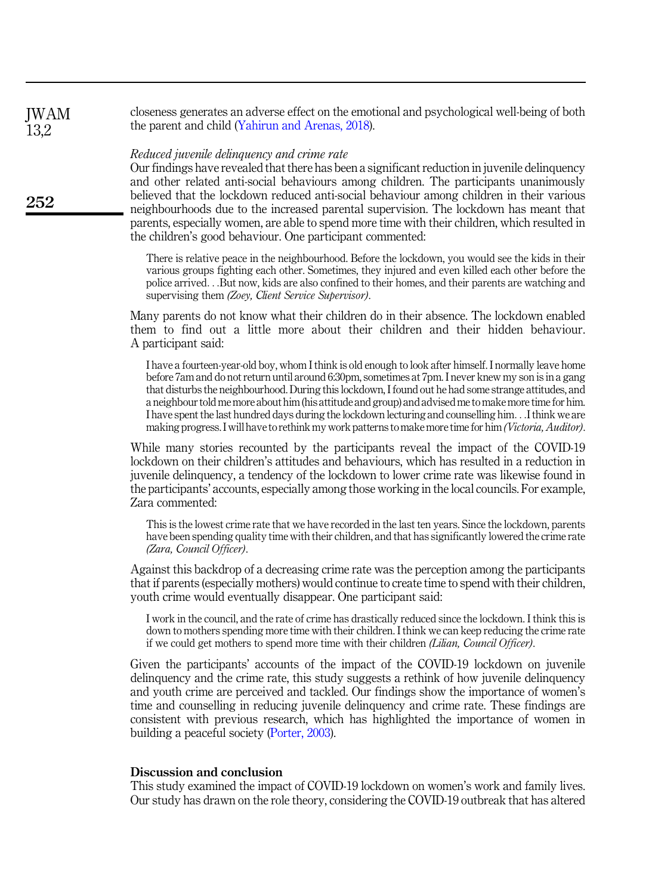closeness generates an adverse effect on the emotional and psychological well-being of both the parent and child (Yahirun and Arenas, 2018).

*Reduced juvenile delinquency and crime rate*

Our findings have revealed that there has been a significant reduction in juvenile delinquency and other related anti-social behaviours among children. The participants unanimously believed that the lockdown reduced anti-social behaviour among children in their various neighbourhoods due to the increased parental supervision. The lockdown has meant that parents, especially women, are able to spend more time with their children, which resulted in the children's good behaviour. One participant commented:

> There is relative peace in the neighbourhood. Before the lockdown, you would see the kids in their various groups fighting each other. Sometimes, they injured and even killed each other before the police arrived. . .But now, kids are also confined to their homes, and their parents are watching and supervising them *(Zoey, Client Service Supervisor)*.

Many parents do not know what their children do in their absence. The lockdown enabled them to find out a little more about their children and their hidden behaviour. A participant said:

> I have a fourteen-year-old boy, whom I think is old enough to look after himself. I normally leave home before 7am and do not return until around 6:30pm, sometimes at 7pm. I never knew my son is in a gang that disturbs the neighbourhood. During this lockdown, I found out he had some strange attitudes, and a neighbour told me more about him (his attitude and group) and advised me to make more time for him. I have spent the last hundred days during the lockdown lecturing and counselling him. . .I think we are making progress. I will have to rethink my work patterns to make more time for him *(Victoria, Auditor)*.

While many stories recounted by the participants reveal the impact of the COVID-19 lockdown on their children's attitudes and behaviours, which has resulted in a reduction in juvenile delinquency, a tendency of the lockdown to lower crime rate was likewise found in the participants' accounts, especially among those working in the local councils. For example, Zara commented:

> This is the lowest crime rate that we have recorded in the last ten years. Since the lockdown, parents have been spending quality time with their children, and that has significantly lowered the crime rate *(Zara, Council Officer)*.

Against this backdrop of a decreasing crime rate was the perception among the participants that if parents (especially mothers) would continue to create time to spend with their children, youth crime would eventually disappear. One participant said:

> I work in the council, and the rate of crime has drastically reduced since the lockdown. I think this is down to mothers spending more time with their children. I think we can keep reducing the crime rate if we could get mothers to spend more time with their children *(Lilian, Council Officer)*.

Given the participants' accounts of the impact of the COVID-19 lockdown on juvenile delinquency and the crime rate, this study suggests a rethink of how juvenile delinquency and youth crime are perceived and tackled. Our findings show the importance of women's time and counselling in reducing juvenile delinquency and crime rate. These findings are consistent with previous research, which has highlighted the importance of women in building a peaceful society (Porter, 2003).

## Discussion and conclusion

This study examined the impact of COVID-19 lockdown on women's work and family lives. Our study has drawn on the role theory, considering the COVID-19 outbreak that has altered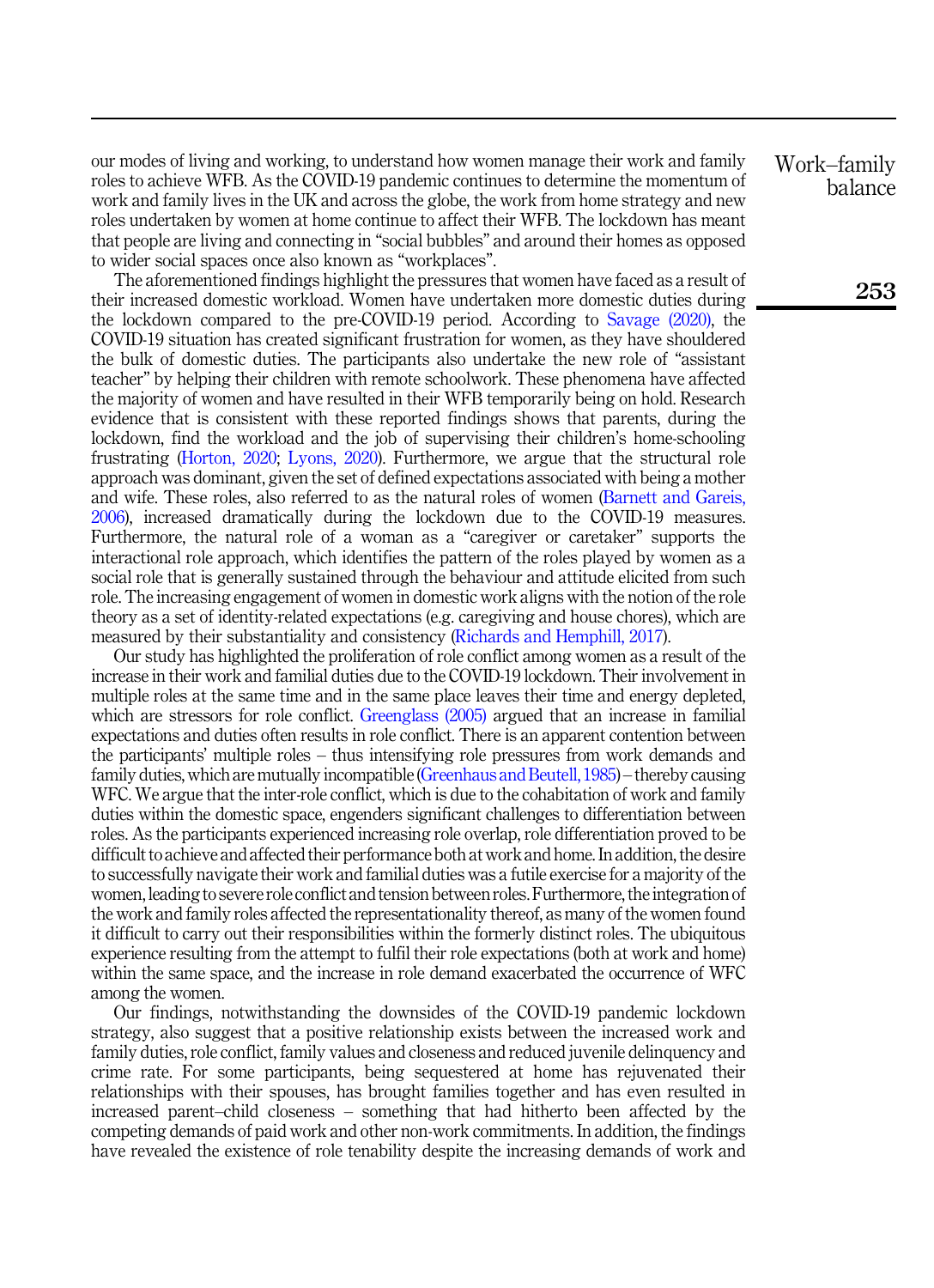our modes of living and working, to understand how women manage their work and family roles to achieve WFB. As the COVID-19 pandemic continues to determine the momentum of work and family lives in the UK and across the globe, the work from home strategy and new roles undertaken by women at home continue to affect their WFB. The lockdown has meant that people are living and connecting in "social bubbles" and around their homes as opposed to wider social spaces once also known as "workplaces".

The aforementioned findings highlight the pressures that women have faced as a result of their increased domestic workload. Women have undertaken more domestic duties during the lockdown compared to the pre-COVID-19 period. According to Savage (2020), the COVID-19 situation has created significant frustration for women, as they have shouldered the bulk of domestic duties. The participants also undertake the new role of "assistant teacher" by helping their children with remote schoolwork. These phenomena have affected the majority of women and have resulted in their WFB temporarily being on hold. Research evidence that is consistent with these reported findings shows that parents, during the lockdown, find the workload and the job of supervising their children's home-schooling frustrating (Horton, 2020; Lyons, 2020). Furthermore, we argue that the structural role approach was dominant, given the set of defined expectations associated with being a mother and wife. These roles, also referred to as the natural roles of women (Barnett and Gareis, 2006), increased dramatically during the lockdown due to the COVID-19 measures. Furthermore, the natural role of a woman as a "caregiver or caretaker" supports the interactional role approach, which identifies the pattern of the roles played by women as a social role that is generally sustained through the behaviour and attitude elicited from such role. The increasing engagement of women in domestic work aligns with the notion of the role theory as a set of identity-related expectations (e.g. caregiving and house chores), which are measured by their substantiality and consistency (Richards and Hemphill, 2017).

Our study has highlighted the proliferation of role conflict among women as a result of the increase in their work and familial duties due to the COVID-19 lockdown. Their involvement in multiple roles at the same time and in the same place leaves their time and energy depleted, which are stressors for role conflict. Greenglass (2005) argued that an increase in familial expectations and duties often results in role conflict. There is an apparent contention between the participants' multiple roles – thus intensifying role pressures from work demands and family duties, which are mutually incompatible (Greenhaus and Beutell, 1985) – thereby causing WFC. We argue that the inter-role conflict, which is due to the cohabitation of work and family duties within the domestic space, engenders significant challenges to differentiation between roles. As the participants experienced increasing role overlap, role differentiation proved to be difficult to achieve and affected their performance both at work and home. In addition, the desire to successfully navigate their work and familial duties was a futile exercise for a majority of the women, leading to severe role conflict and tension between roles. Furthermore, the integration of the work and family roles affected the representationality thereof, as many of the women found it difficult to carry out their responsibilities within the formerly distinct roles. The ubiquitous experience resulting from the attempt to fulfil their role expectations (both at work and home) within the same space, and the increase in role demand exacerbated the occurrence of WFC among the women.

Our findings, notwithstanding the downsides of the COVID-19 pandemic lockdown strategy, also suggest that a positive relationship exists between the increased work and family duties, role conflict, family values and closeness and reduced juvenile delinquency and crime rate. For some participants, being sequestered at home has rejuvenated their relationships with their spouses, has brought families together and has even resulted in increased parent–child closeness – something that had hitherto been affected by the competing demands of paid work and other non-work commitments. In addition, the findings have revealed the existence of role tenability despite the increasing demands of work and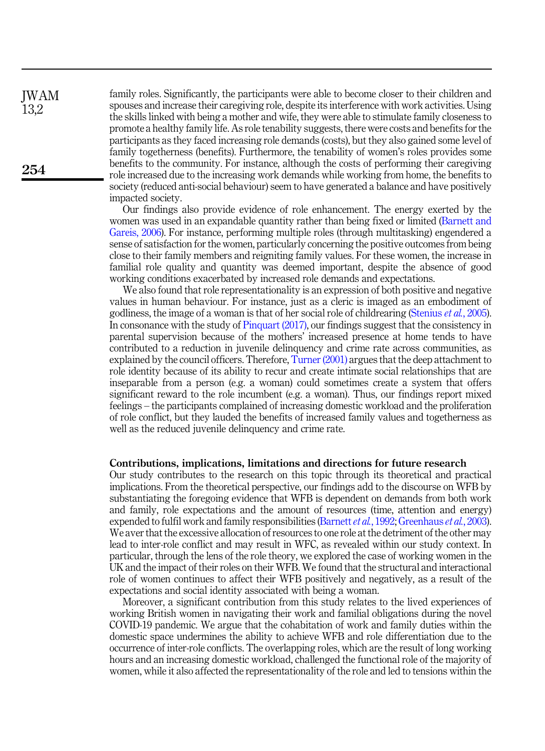family roles. Significantly, the participants were able to become closer to their children and spouses and increase their caregiving role, despite its interference with work activities. Using the skills linked with being a mother and wife, they were able to stimulate family closeness to promote a healthy family life. As role tenability suggests, there were costs and benefits for the participants as they faced increasing role demands (costs), but they also gained some level of family togetherness (benefits). Furthermore, the tenability of women's roles provides some benefits to the community. For instance, although the costs of performing their caregiving role increased due to the increasing work demands while working from home, the benefits to society (reduced anti-social behaviour) seem to have generated a balance and have positively impacted society.

Our findings also provide evidence of role enhancement. The energy exerted by the women was used in an expandable quantity rather than being fixed or limited (Barnett and Gareis, 2006). For instance, performing multiple roles (through multitasking) engendered a sense of satisfaction for the women, particularly concerning the positive outcomes from being close to their family members and reigniting family values. For these women, the increase in familial role quality and quantity was deemed important, despite the absence of good working conditions exacerbated by increased role demands and expectations.

We also found that role representationality is an expression of both positive and negative values in human behaviour. For instance, just as a cleric is imaged as an embodiment of godliness, the image of a woman is that of her social role of childrearing (Stenius *et al.*, 2005). In consonance with the study of Pinquart (2017), our findings suggest that the consistency in parental supervision because of the mothers' increased presence at home tends to have contributed to a reduction in juvenile delinquency and crime rate across communities, as explained by the council officers. Therefore, Turner (2001) argues that the deep attachment to role identity because of its ability to recur and create intimate social relationships that are inseparable from a person (e.g. a woman) could sometimes create a system that offers significant reward to the role incumbent (e.g. a woman). Thus, our findings report mixed feelings – the participants complained of increasing domestic workload and the proliferation of role conflict, but they lauded the benefits of increased family values and togetherness as well as the reduced juvenile delinquency and crime rate.

## Contributions, implications, limitations and directions for future research

Our study contributes to the research on this topic through its theoretical and practical implications. From the theoretical perspective, our findings add to the discourse on WFB by substantiating the foregoing evidence that WFB is dependent on demands from both work and family, role expectations and the amount of resources (time, attention and energy) expended to fulfil work and family responsibilities (Barnett *et al.*, 1992; Greenhaus *et al.*, 2003). We aver that the excessive allocation of resources to one role at the detriment of the other may lead to inter-role conflict and may result in WFC, as revealed within our study context. In particular, through the lens of the role theory, we explored the case of working women in the UK and the impact of their roles on their WFB. We found that the structural and interactional role of women continues to affect their WFB positively and negatively, as a result of the expectations and social identity associated with being a woman.

Moreover, a significant contribution from this study relates to the lived experiences of working British women in navigating their work and familial obligations during the novel COVID-19 pandemic. We argue that the cohabitation of work and family duties within the domestic space undermines the ability to achieve WFB and role differentiation due to the occurrence of inter-role conflicts. The overlapping roles, which are the result of long working hours and an increasing domestic workload, challenged the functional role of the majority of women, while it also affected the representationality of the role and led to tensions within the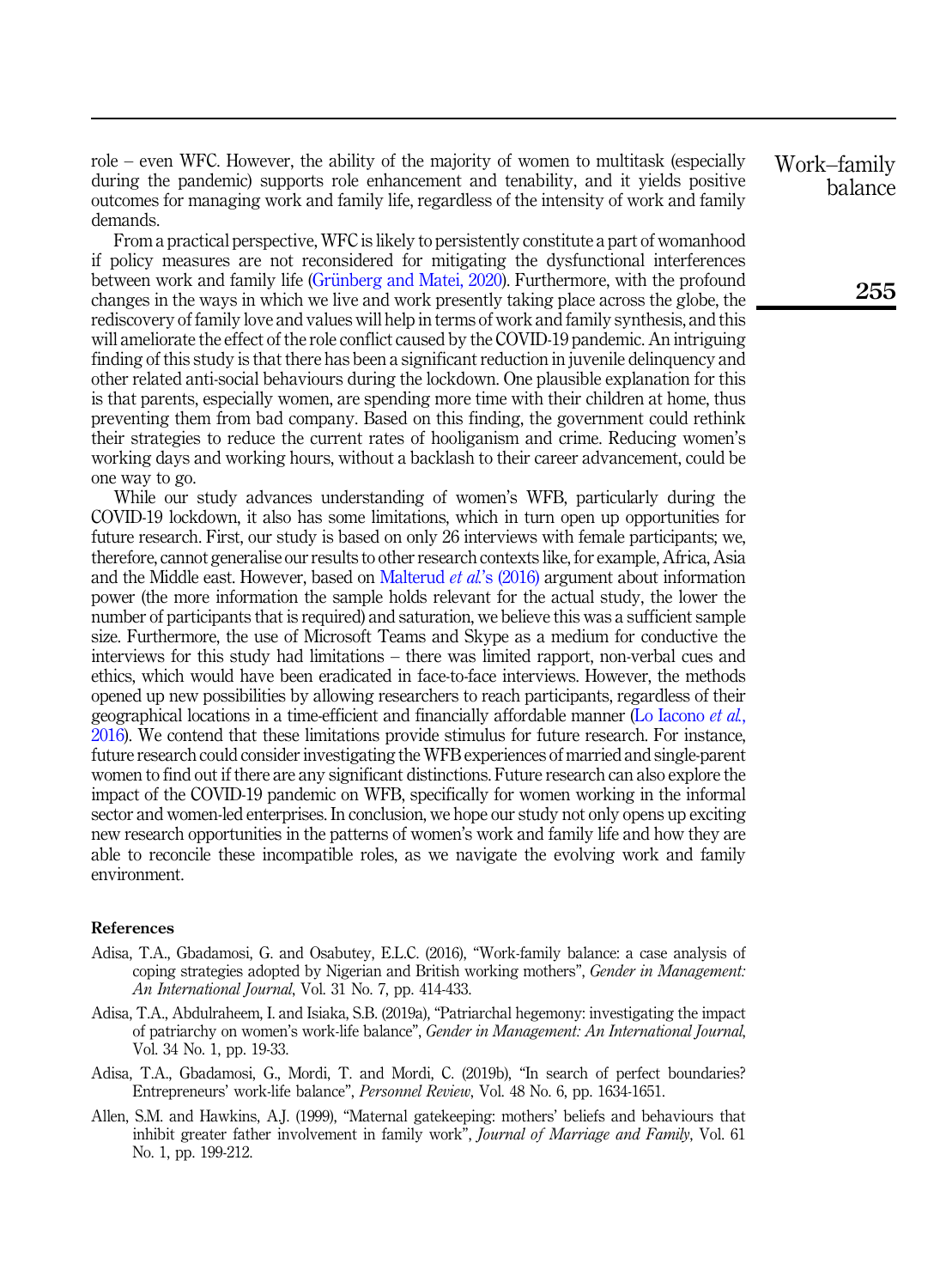role – even WFC. However, the ability of the majority of women to multitask (especially during the pandemic) supports role enhancement and tenability, and it yields positive outcomes for managing work and family life, regardless of the intensity of work and family demands.

From a practical perspective, WFC is likely to persistently constitute a part of womanhood if policy measures are not reconsidered for mitigating the dysfunctional interferences between work and family life (Grünberg and Matei, 2020). Furthermore, with the profound changes in the ways in which we live and work presently taking place across the globe, the rediscovery of family love and values will help in terms of work and family synthesis, and this will ameliorate the effect of the role conflict caused by the COVID-19 pandemic. An intriguing finding of this study is that there has been a significant reduction in juvenile delinquency and other related anti-social behaviours during the lockdown. One plausible explanation for this is that parents, especially women, are spending more time with their children at home, thus preventing them from bad company. Based on this finding, the government could rethink their strategies to reduce the current rates of hooliganism and crime. Reducing women's working days and working hours, without a backlash to their career advancement, could be one way to go.

While our study advances understanding of women's WFB, particularly during the COVID-19 lockdown, it also has some limitations, which in turn open up opportunities for future research. First, our study is based on only 26 interviews with female participants; we, therefore, cannot generalise our results to other research contexts like, for example, Africa, Asia and the Middle east. However, based on Malterud *et al.*'s (2016) argument about information power (the more information the sample holds relevant for the actual study, the lower the number of participants that is required) and saturation, we believe this was a sufficient sample size. Furthermore, the use of Microsoft Teams and Skype as a medium for conductive the interviews for this study had limitations – there was limited rapport, non-verbal cues and ethics, which would have been eradicated in face-to-face interviews. However, the methods opened up new possibilities by allowing researchers to reach participants, regardless of their geographical locations in a time-efficient and financially affordable manner (Lo Iacono *et al.*, 2016). We contend that these limitations provide stimulus for future research. For instance, future research could consider investigating the WFB experiences of married and single-parent women to find out if there are any significant distinctions. Future research can also explore the impact of the COVID-19 pandemic on WFB, specifically for women working in the informal sector and women-led enterprises. In conclusion, we hope our study not only opens up exciting new research opportunities in the patterns of women's work and family life and how they are able to reconcile these incompatible roles, as we navigate the evolving work and family environment.

## References

Adisa, T.A., Gbadamosi, G. and Osabutey, E.L.C. (2016), "Work-family balance: a case analysis of coping strategies adopted by Nigerian and British working mothers", *Gender in Management: An International Journal*, Vol. 31 No. 7, pp. 414-433.

Adisa, T.A., Abdulraheem, I. and Isiaka, S.B. (2019a), "Patriarchal hegemony: investigating the impact of patriarchy on women's work-life balance", *Gender in Management: An International Journal*, Vol. 34 No. 1, pp. 19-33.

Adisa, T.A., Gbadamosi, G., Mordi, T. and Mordi, C. (2019b), "In search of perfect boundaries? Entrepreneurs' work-life balance", *Personnel Review*, Vol. 48 No. 6, pp. 1634-1651.

Allen, S.M. and Hawkins, A.J. (1999), "Maternal gatekeeping: mothers' beliefs and behaviours that inhibit greater father involvement in family work", *Journal of Marriage and Family*, Vol. 61 No. 1, pp. 199-212.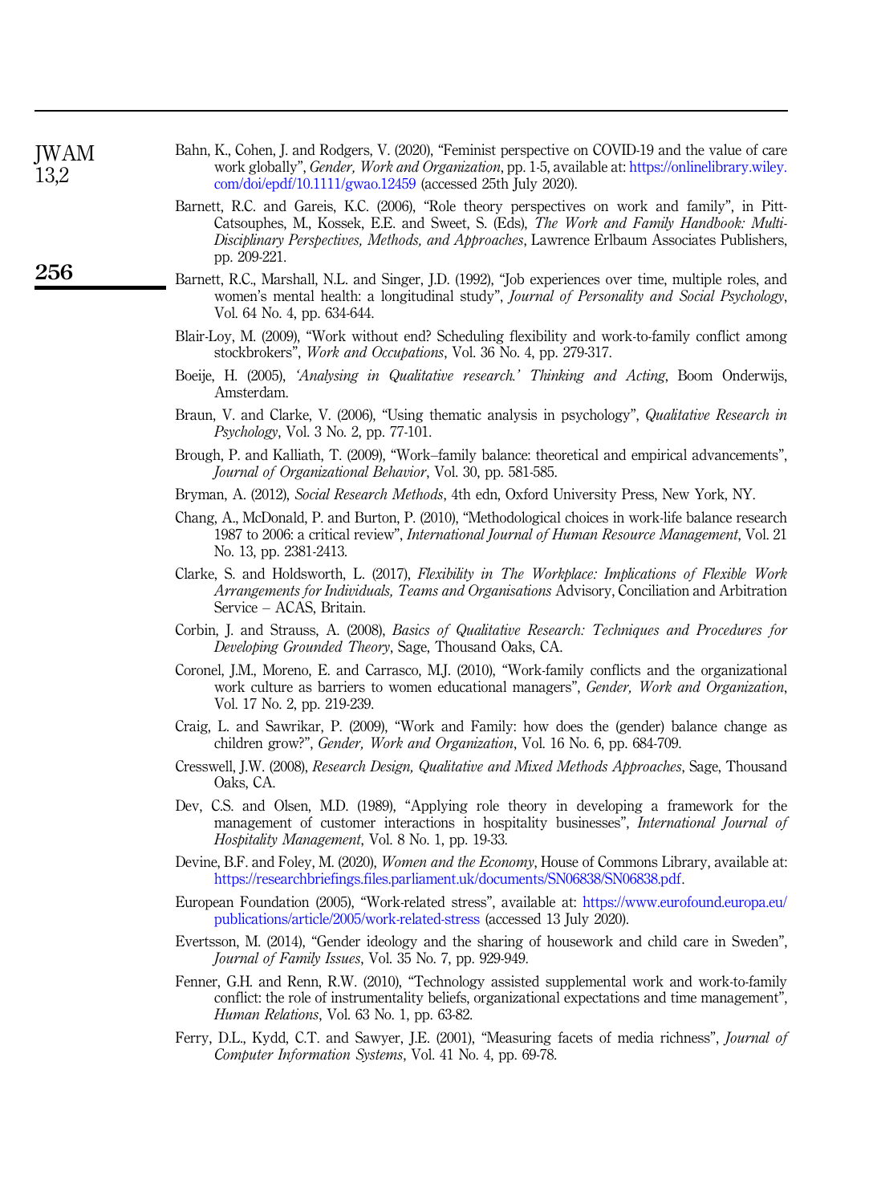Bahn, K., Cohen, J. and Rodgers, V. (2020), "Feminist perspective on COVID-19 and the value of care work globally", *Gender, Work and Organization*, pp. 1-5, available at: https://onlinelibrary.wiley.com/doi/epdf/10.1111/gwao.12459 (accessed 25th July 2020).

Barnett, R.C. and Gareis, K.C. (2006), "Role theory perspectives on work and family", in Pitt-Catsouphes, M., Kossek, E.E. and Sweet, S. (Eds), *The Work and Family Handbook: Multi-Disciplinary Perspectives, Methods, and Approaches*, Lawrence Erlbaum Associates Publishers, pp. 209-221.

Barnett, R.C., Marshall, N.L. and Singer, J.D. (1992), "Job experiences over time, multiple roles, and women's mental health: a longitudinal study", *Journal of Personality and Social Psychology*, Vol. 64 No. 4, pp. 634-644.

Blair-Loy, M. (2009), "Work without end? Scheduling flexibility and work-to-family conflict among stockbrokers", *Work and Occupations*, Vol. 36 No. 4, pp. 279-317.

Boeije, H. (2005), *'Analysing in Qualitative research.' Thinking and Acting*, Boom Onderwijs, Amsterdam.

Braun, V. and Clarke, V. (2006), "Using thematic analysis in psychology", *Qualitative Research in Psychology*, Vol. 3 No. 2, pp. 77-101.

Brough, P. and Kalliath, T. (2009), "Work–family balance: theoretical and empirical advancements", *Journal of Organizational Behavior*, Vol. 30, pp. 581-585.

Bryman, A. (2012), *Social Research Methods*, 4th edn, Oxford University Press, New York, NY.

Chang, A., McDonald, P. and Burton, P. (2010), "Methodological choices in work-life balance research 1987 to 2006: a critical review", *International Journal of Human Resource Management*, Vol. 21 No. 13, pp. 2381-2413.

Clarke, S. and Holdsworth, L. (2017), *Flexibility in The Workplace: Implications of Flexible Work Arrangements for Individuals, Teams and Organisations* Advisory, Conciliation and Arbitration Service – ACAS, Britain.

Corbin, J. and Strauss, A. (2008), *Basics of Qualitative Research: Techniques and Procedures for Developing Grounded Theory*, Sage, Thousand Oaks, CA.

Coronel, J.M., Moreno, E. and Carrasco, M.J. (2010), "Work-family conflicts and the organizational work culture as barriers to women educational managers", *Gender, Work and Organization*, Vol. 17 No. 2, pp. 219-239.

Craig, L. and Sawrikar, P. (2009), "Work and Family: how does the (gender) balance change as children grow?", *Gender, Work and Organization*, Vol. 16 No. 6, pp. 684-709.

Cresswell, J.W. (2008), *Research Design, Qualitative and Mixed Methods Approaches*, Sage, Thousand Oaks, CA.

Dev, C.S. and Olsen, M.D. (1989), "Applying role theory in developing a framework for the management of customer interactions in hospitality businesses", *International Journal of Hospitality Management*, Vol. 8 No. 1, pp. 19-33.

Devine, B.F. and Foley, M. (2020), *Women and the Economy*, House of Commons Library, available at: https://researchbriefings.files.parliament.uk/documents/SN06838/SN06838.pdf.

European Foundation (2005), "Work-related stress", available at: https://www.eurofound.europa.eu/publications/article/2005/work-related-stress (accessed 13 July 2020).

Evertsson, M. (2014), "Gender ideology and the sharing of housework and child care in Sweden", *Journal of Family Issues*, Vol. 35 No. 7, pp. 929-949.

Fenner, G.H. and Renn, R.W. (2010), "Technology assisted supplemental work and work-to-family conflict: the role of instrumentality beliefs, organizational expectations and time management", *Human Relations*, Vol. 63 No. 1, pp. 63-82.

Ferry, D.L., Kydd, C.T. and Sawyer, J.E. (2001), "Measuring facets of media richness", *Journal of Computer Information Systems*, Vol. 41 No. 4, pp. 69-78.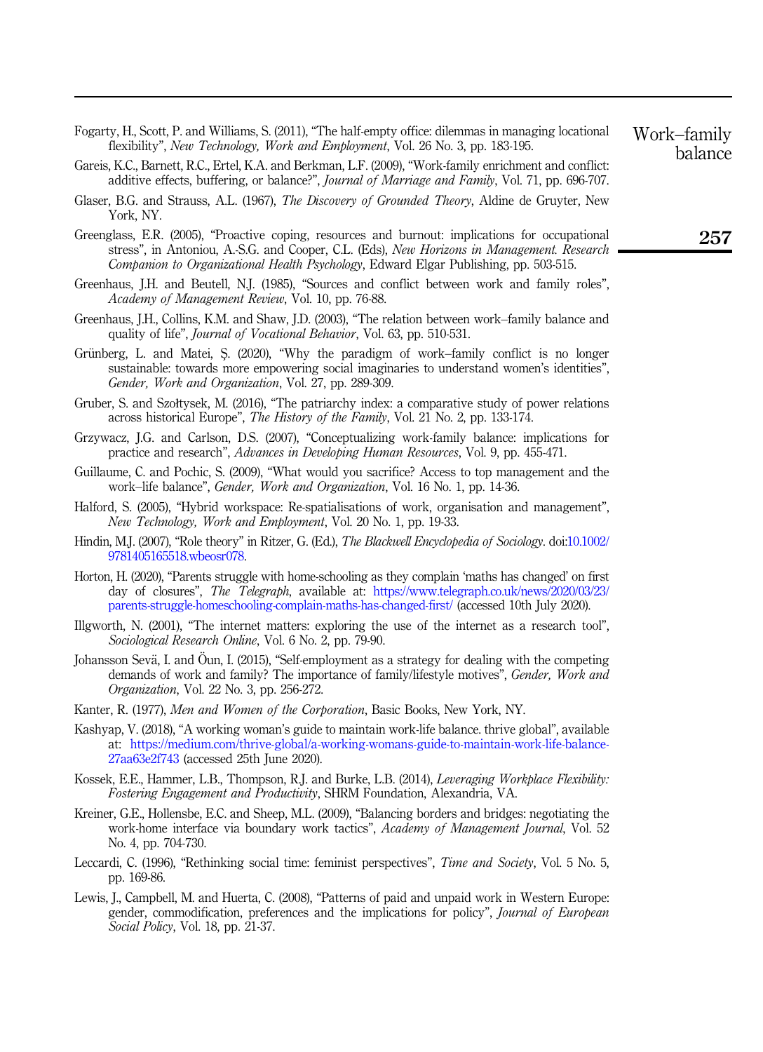Fogarty, H., Scott, P. and Williams, S. (2011), "The half-empty office: dilemmas in managing locational flexibility", *New Technology, Work and Employment*, Vol. 26 No. 3, pp. 183-195.

Gareis, K.C., Barnett, R.C., Ertel, K.A. and Berkman, L.F. (2009), "Work-family enrichment and conflict: additive effects, buffering, or balance?", *Journal of Marriage and Family*, Vol. 71, pp. 696-707.

Glaser, B.G. and Strauss, A.L. (1967), *The Discovery of Grounded Theory*, Aldine de Gruyter, New York, NY.

Greenglass, E.R. (2005), "Proactive coping, resources and burnout: implications for occupational stress", in Antoniou, A.-S.G. and Cooper, C.L. (Eds), *New Horizons in Management. Research Companion to Organizational Health Psychology*, Edward Elgar Publishing, pp. 503-515.

Greenhaus, J.H. and Beutell, N.J. (1985), "Sources and conflict between work and family roles", *Academy of Management Review*, Vol. 10, pp. 76-88.

Greenhaus, J.H., Collins, K.M. and Shaw, J.D. (2003), "The relation between work–family balance and quality of life", *Journal of Vocational Behavior*, Vol. 63, pp. 510-531.

Grünberg, L. and Matei, Ş. (2020), "Why the paradigm of work–family conflict is no longer sustainable: towards more empowering social imaginaries to understand women's identities", *Gender, Work and Organization*, Vol. 27, pp. 289-309.

Gruber, S. and Szołtysek, M. (2016), "The patriarchy index: a comparative study of power relations across historical Europe", *The History of the Family*, Vol. 21 No. 2, pp. 133-174.

Grzywacz, J.G. and Carlson, D.S. (2007), "Conceptualizing work-family balance: implications for practice and research", *Advances in Developing Human Resources*, Vol. 9, pp. 455-471.

Guillaume, C. and Pochic, S. (2009), "What would you sacrifice? Access to top management and the work–life balance", *Gender, Work and Organization*, Vol. 16 No. 1, pp. 14-36.

Halford, S. (2005), "Hybrid workspace: Re-spatialisations of work, organisation and management", *New Technology, Work and Employment*, Vol. 20 No. 1, pp. 19-33.

Hindin, M.J. (2007), "Role theory" in Ritzer, G. (Ed.), *The Blackwell Encyclopedia of Sociology*. doi:10.1002/9781405165518.wbeosr078.

Horton, H. (2020), "Parents struggle with home-schooling as they complain 'maths has changed' on first day of closures", *The Telegraph*, available at: https://www.telegraph.co.uk/news/2020/03/23/parents-struggle-homeschooling-complain-maths-has-changed-first/ (accessed 10th July 2020).

Illgworth, N. (2001), "The internet matters: exploring the use of the internet as a research tool", *Sociological Research Online*, Vol. 6 No. 2, pp. 79-90.

Johansson Sevä, I. and Öun, I. (2015), "Self-employment as a strategy for dealing with the competing demands of work and family? The importance of family/lifestyle motives", *Gender, Work and Organization*, Vol. 22 No. 3, pp. 256-272.

Kanter, R. (1977), *Men and Women of the Corporation*, Basic Books, New York, NY.

Kashyap, V. (2018), "A working woman's guide to maintain work-life balance. thrive global", available at: https://medium.com/thrive-global/a-working-womans-guide-to-maintain-work-life-balance-27aa63e2f743 (accessed 25th June 2020).

Kossek, E.E., Hammer, L.B., Thompson, R.J. and Burke, L.B. (2014), *Leveraging Workplace Flexibility: Fostering Engagement and Productivity*, SHRM Foundation, Alexandria, VA.

Kreiner, G.E., Hollensbe, E.C. and Sheep, M.L. (2009), "Balancing borders and bridges: negotiating the work-home interface via boundary work tactics", *Academy of Management Journal*, Vol. 52 No. 4, pp. 704-730.

Leccardi, C. (1996), "Rethinking social time: feminist perspectives", *Time and Society*, Vol. 5 No. 5, pp. 169-86.

Lewis, J., Campbell, M. and Huerta, C. (2008), "Patterns of paid and unpaid work in Western Europe: gender, commodification, preferences and the implications for policy", *Journal of European Social Policy*, Vol. 18, pp. 21-37.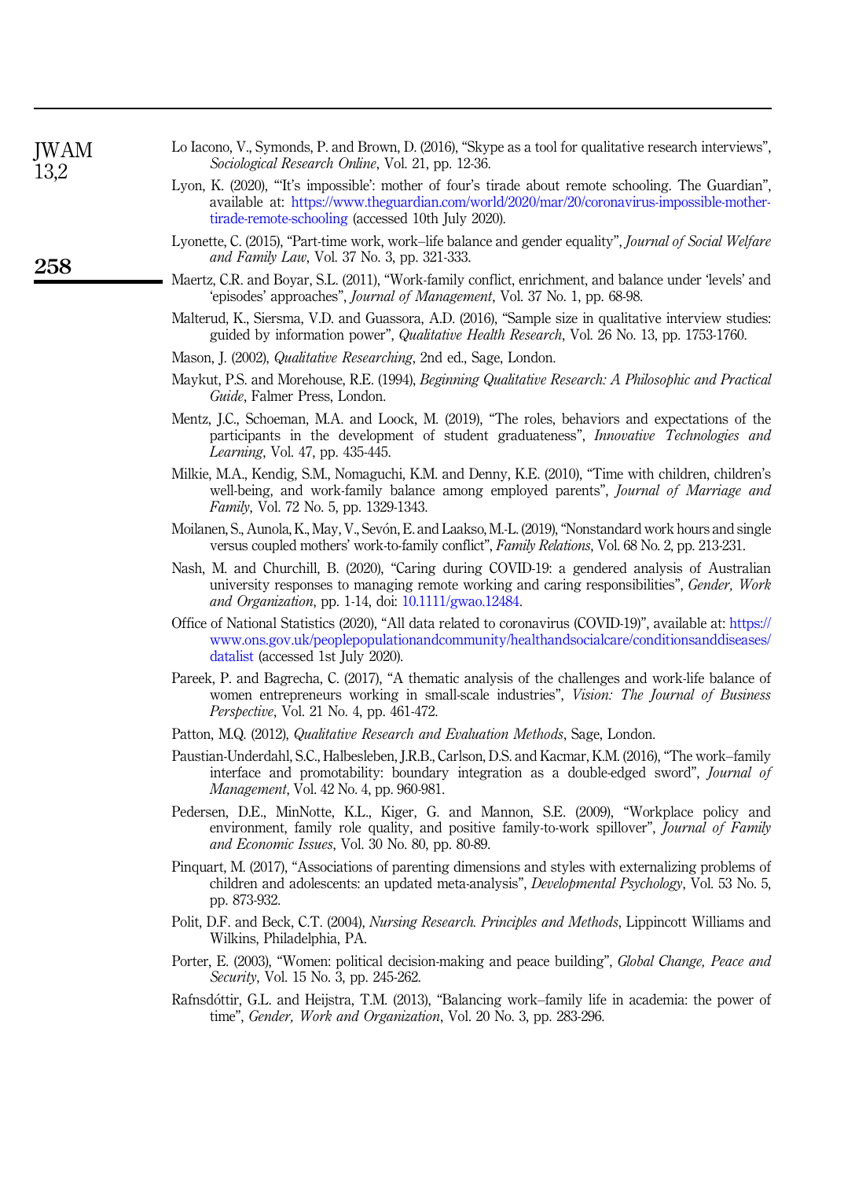Lo Iacono, V., Symonds, P. and Brown, D. (2016), "Skype as a tool for qualitative research interviews", *Sociological Research Online*, Vol. 21, pp. 12-36.

Lyon, K. (2020), "'It's impossible': mother of four's tirade about remote schooling. The Guardian", available at: https://www.theguardian.com/world/2020/mar/20/coronavirus-impossible-mother-tirade-remote-schooling (accessed 10th July 2020).

Lyonette, C. (2015), "Part-time work, work–life balance and gender equality", *Journal of Social Welfare and Family Law*, Vol. 37 No. 3, pp. 321-333.

Maertz, C.R. and Boyar, S.L. (2011), "Work-family conflict, enrichment, and balance under 'levels' and 'episodes' approaches", *Journal of Management*, Vol. 37 No. 1, pp. 68-98.

Malterud, K., Siersma, V.D. and Guassora, A.D. (2016), "Sample size in qualitative interview studies: guided by information power", *Qualitative Health Research*, Vol. 26 No. 13, pp. 1753-1760.

Mason, J. (2002), *Qualitative Researching*, 2nd ed., Sage, London.

Maykut, P.S. and Morehouse, R.E. (1994), *Beginning Qualitative Research: A Philosophic and Practical Guide*, Falmer Press, London.

Mentz, J.C., Schoeman, M.A. and Loock, M. (2019), "The roles, behaviors and expectations of the participants in the development of student graduateness", *Innovative Technologies and Learning*, Vol. 47, pp. 435-445.

Milkie, M.A., Kendig, S.M., Nomaguchi, K.M. and Denny, K.E. (2010), "Time with children, children's well-being, and work-family balance among employed parents", *Journal of Marriage and Family*, Vol. 72 No. 5, pp. 1329-1343.

Moilanen, S., Aunola, K., May, V., Sevón, E. and Laakso, M.-L. (2019), "Nonstandard work hours and single versus coupled mothers' work-to-family conflict", *Family Relations*, Vol. 68 No. 2, pp. 213-231.

Nash, M. and Churchill, B. (2020), "Caring during COVID-19: a gendered analysis of Australian university responses to managing remote working and caring responsibilities", *Gender, Work and Organization*, pp. 1-14, doi: 10.1111/gwao.12484.

Office of National Statistics (2020), "All data related to coronavirus (COVID-19)", available at: https://www.ons.gov.uk/peoplepopulationandcommunity/healthandsocialcare/conditionsanddiseases/datalist (accessed 1st July 2020).

Pareek, P. and Bagrecha, C. (2017), "A thematic analysis of the challenges and work-life balance of women entrepreneurs working in small-scale industries", *Vision: The Journal of Business Perspective*, Vol. 21 No. 4, pp. 461-472.

Patton, M.Q. (2012), *Qualitative Research and Evaluation Methods*, Sage, London.

Paustian-Underdahl, S.C., Halbesleben, J.R.B., Carlson, D.S. and Kacmar, K.M. (2016), "The work–family interface and promotability: boundary integration as a double-edged sword", *Journal of Management*, Vol. 42 No. 4, pp. 960-981.

Pedersen, D.E., MinNotte, K.L., Kiger, G. and Mannon, S.E. (2009), "Workplace policy and environment, family role quality, and positive family-to-work spillover", *Journal of Family and Economic Issues*, Vol. 30 No. 80, pp. 80-89.

Pinquart, M. (2017), "Associations of parenting dimensions and styles with externalizing problems of children and adolescents: an updated meta-analysis", *Developmental Psychology*, Vol. 53 No. 5, pp. 873-932.

Polit, D.F. and Beck, C.T. (2004), *Nursing Research. Principles and Methods*, Lippincott Williams and Wilkins, Philadelphia, PA.

Porter, E. (2003), "Women: political decision-making and peace building", *Global Change, Peace and Security*, Vol. 15 No. 3, pp. 245-262.

Rafnsdóttir, G.L. and Heijstra, T.M. (2013), "Balancing work–family life in academia: the power of time", *Gender, Work and Organization*, Vol. 20 No. 3, pp. 283-296.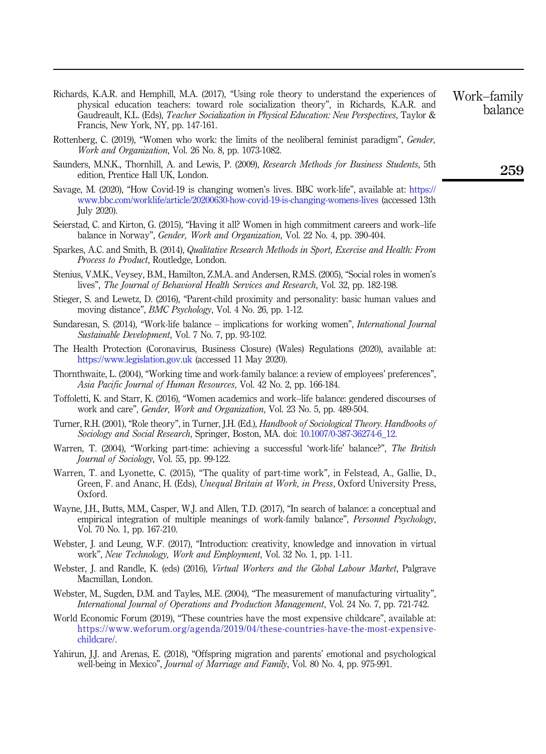Richards, K.A.R. and Hemphill, M.A. (2017), "Using role theory to understand the experiences of physical education teachers: toward role socialization theory", in Richards, K.A.R. and Gaudreault, K.L. (Eds), *Teacher Socialization in Physical Education: New Perspectives*, Taylor & Francis, New York, NY, pp. 147-161.

Rottenberg, C. (2019), "Women who work: the limits of the neoliberal feminist paradigm", *Gender, Work and Organization*, Vol. 26 No. 8, pp. 1073-1082.

Saunders, M.N.K., Thornhill, A. and Lewis, P. (2009), *Research Methods for Business Students*, 5th edition, Prentice Hall UK, London.

Savage, M. (2020), "How Covid-19 is changing women's lives. BBC work-life", available at: https://www.bbc.com/worklife/article/20200630-how-covid-19-is-changing-womens-lives (accessed 13th July 2020).

Seierstad, C. and Kirton, G. (2015), "Having it all? Women in high commitment careers and work–life balance in Norway", *Gender, Work and Organization*, Vol. 22 No. 4, pp. 390-404.

Sparkes, A.C. and Smith, B. (2014), *Qualitative Research Methods in Sport, Exercise and Health: From Process to Product*, Routledge, London.

Stenius, V.M.K., Veysey, B.M., Hamilton, Z.M.A. and Andersen, R.M.S. (2005), "Social roles in women's lives", *The Journal of Behavioral Health Services and Research*, Vol. 32, pp. 182-198.

Stieger, S. and Lewetz, D. (2016), "Parent-child proximity and personality: basic human values and moving distance", *BMC Psychology*, Vol. 4 No. 26, pp. 1-12.

Sundaresan, S. (2014), "Work-life balance – implications for working women", *International Journal Sustainable Development*, Vol. 7 No. 7, pp. 93-102.

The Health Protection (Coronavirus, Business Closure) (Wales) Regulations (2020), available at: https://www.legislation.gov.uk (accessed 11 May 2020).

Thornthwaite, L. (2004), "Working time and work-family balance: a review of employees' preferences", *Asia Pacific Journal of Human Resources*, Vol. 42 No. 2, pp. 166-184.

Toffoletti, K. and Starr, K. (2016), "Women academics and work–life balance: gendered discourses of work and care", *Gender, Work and Organization*, Vol. 23 No. 5, pp. 489-504.

Turner, R.H. (2001), "Role theory", in Turner, J.H. (Ed.), *Handbook of Sociological Theory. Handbooks of Sociology and Social Research*, Springer, Boston, MA. doi: 10.1007/0-387-36274-6_12.

Warren, T. (2004), "Working part-time: achieving a successful 'work-life' balance?", *The British Journal of Sociology*, Vol. 55, pp. 99-122.

Warren, T. and Lyonette, C. (2015), "The quality of part-time work", in Felstead, A., Gallie, D., Green, F. and Ananc, H. (Eds), *Unequal Britain at Work, in Press*, Oxford University Press, Oxford.

Wayne, J.H., Butts, M.M., Casper, W.J. and Allen, T.D. (2017), "In search of balance: a conceptual and empirical integration of multiple meanings of work-family balance", *Personnel Psychology*, Vol. 70 No. 1, pp. 167-210.

Webster, J. and Leung, W.F. (2017), "Introduction: creativity, knowledge and innovation in virtual work", *New Technology, Work and Employment*, Vol. 32 No. 1, pp. 1-11.

Webster, J. and Randle, K. (eds) (2016), *Virtual Workers and the Global Labour Market*, Palgrave Macmillan, London.

Webster, M., Sugden, D.M. and Tayles, M.E. (2004), "The measurement of manufacturing virtuality", *International Journal of Operations and Production Management*, Vol. 24 No. 7, pp. 721-742.

World Economic Forum (2019), "These countries have the most expensive childcare", available at: https://www.weforum.org/agenda/2019/04/these-countries-have-the-most-expensive-childcare/.

Yahirun, J.J. and Arenas, E. (2018), "Offspring migration and parents' emotional and psychological well-being in Mexico", *Journal of Marriage and Family*, Vol. 80 No. 4, pp. 975-991.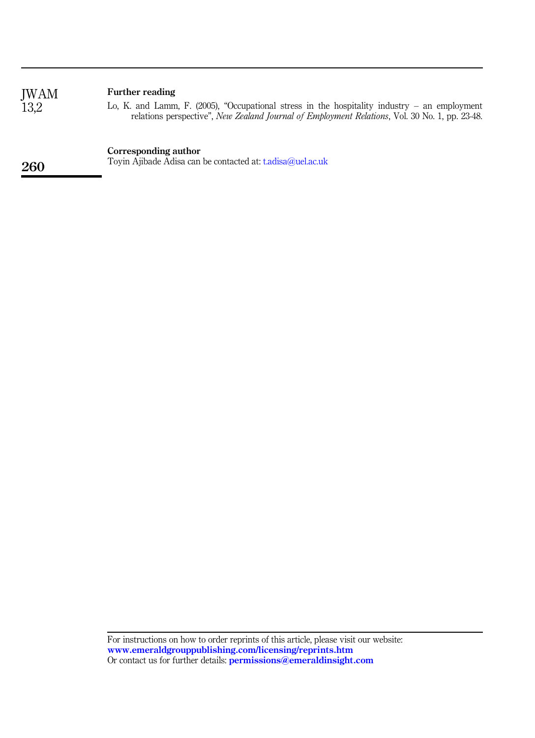## Further reading

Lo, K. and Lamm, F. (2005), "Occupational stress in the hospitality industry – an employment relations perspective", *New Zealand Journal of Employment Relations*, Vol. 30 No. 1, pp. 23-48.

## Corresponding author

Toyin Ajibade Adisa can be contacted at: t.adisa@uel.ac.uk

For instructions on how to order reprints of this article, please visit our website:
**www.emeraldgrouppublishing.com/licensing/reprints.htm**
Or contact us for further details: **permissions@emeraldinsight.com**